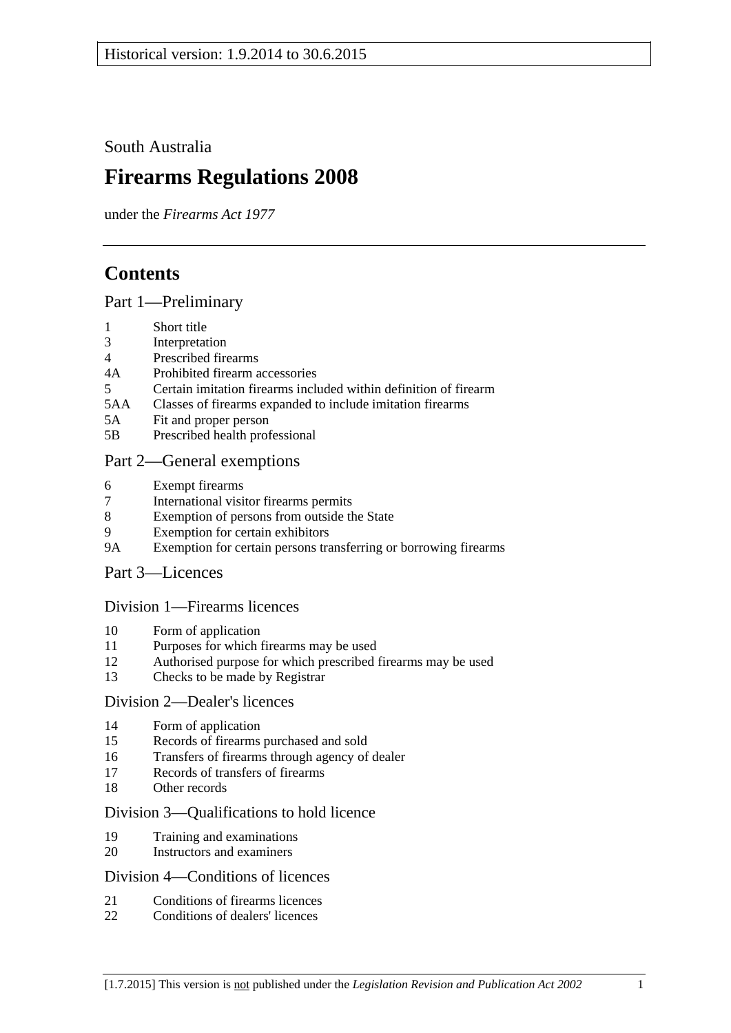Historical version: 1.9.2014 to 30.6.2015

South Australia

# Firearms Regulations 2008

under the *Firearms Act 1977*

---

## Contents

### Part 1—Preliminary

1 Short title
3 Interpretation
4 Prescribed firearms
4A Prohibited firearm accessories
5 Certain imitation firearms included within definition of firearm
5AA Classes of firearms expanded to include imitation firearms
5A Fit and proper person
5B Prescribed health professional

### Part 2—General exemptions

6 Exempt firearms
7 International visitor firearms permits
8 Exemption of persons from outside the State
9 Exemption for certain exhibitors
9A Exemption for certain persons transferring or borrowing firearms

### Part 3—Licences

#### Division 1—Firearms licences

10 Form of application
11 Purposes for which firearms may be used
12 Authorised purpose for which prescribed firearms may be used
13 Checks to be made by Registrar

#### Division 2—Dealer's licences

14 Form of application
15 Records of firearms purchased and sold
16 Transfers of firearms through agency of dealer
17 Records of transfers of firearms
18 Other records

#### Division 3—Qualifications to hold licence

19 Training and examinations
20 Instructors and examiners

#### Division 4—Conditions of licences

21 Conditions of firearms licences
22 Conditions of dealers' licences

[1.7.2015] This version is not published under the *Legislation Revision and Publication Act 2002*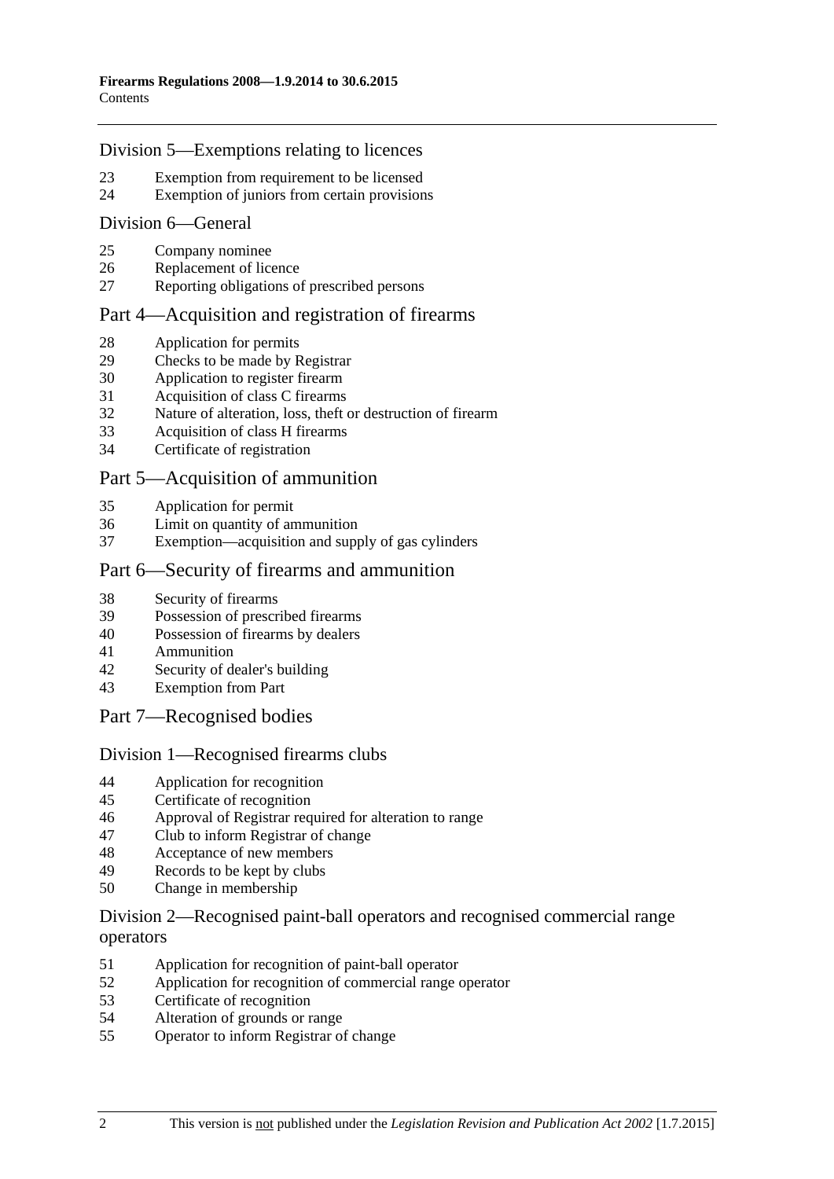## Division 5—Exemptions relating to licences

23 Exemption from requirement to be licensed
24 Exemption of juniors from certain provisions

## Division 6—General

25 Company nominee
26 Replacement of licence
27 Reporting obligations of prescribed persons

# Part 4—Acquisition and registration of firearms

28 Application for permits
29 Checks to be made by Registrar
30 Application to register firearm
31 Acquisition of class C firearms
32 Nature of alteration, loss, theft or destruction of firearm
33 Acquisition of class H firearms
34 Certificate of registration

# Part 5—Acquisition of ammunition

35 Application for permit
36 Limit on quantity of ammunition
37 Exemption—acquisition and supply of gas cylinders

# Part 6—Security of firearms and ammunition

38 Security of firearms
39 Possession of prescribed firearms
40 Possession of firearms by dealers
41 Ammunition
42 Security of dealer's building
43 Exemption from Part

# Part 7—Recognised bodies

## Division 1—Recognised firearms clubs

44 Application for recognition
45 Certificate of recognition
46 Approval of Registrar required for alteration to range
47 Club to inform Registrar of change
48 Acceptance of new members
49 Records to be kept by clubs
50 Change in membership

## Division 2—Recognised paint-ball operators and recognised commercial range operators

51 Application for recognition of paint-ball operator
52 Application for recognition of commercial range operator
53 Certificate of recognition
54 Alteration of grounds or range
55 Operator to inform Registrar of change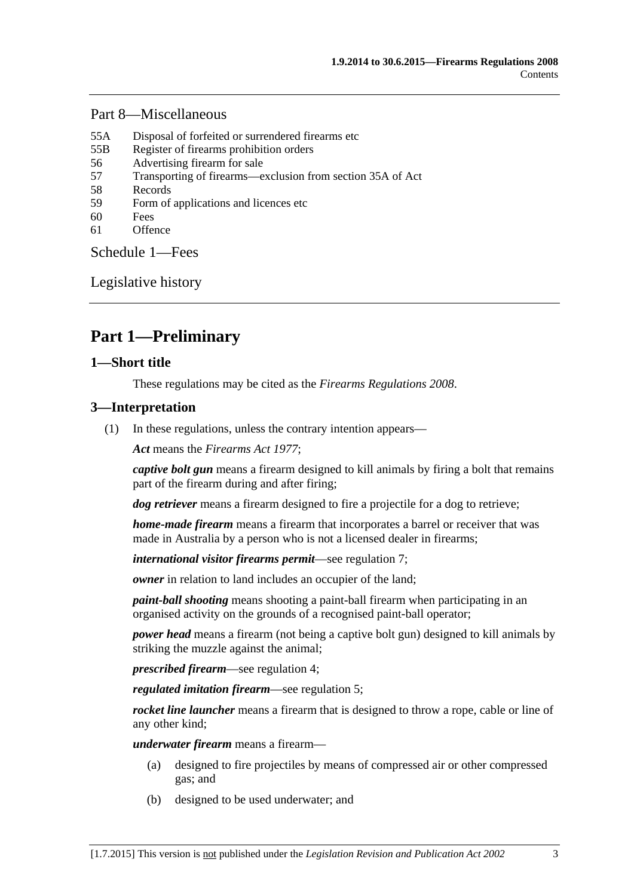## Part 8—Miscellaneous

55A Disposal of forfeited or surrendered firearms etc
55B Register of firearms prohibition orders
56 Advertising firearm for sale
57 Transporting of firearms—exclusion from section 35A of Act
58 Records
59 Form of applications and licences etc
60 Fees
61 Offence

## Schedule 1—Fees

## Legislative history

# Part 1—Preliminary

### 1—Short title

These regulations may be cited as the *Firearms Regulations 2008*.

### 3—Interpretation

(1) In these regulations, unless the contrary intention appears—

***Act*** means the *Firearms Act 1977*;

***captive bolt gun*** means a firearm designed to kill animals by firing a bolt that remains part of the firearm during and after firing;

***dog retriever*** means a firearm designed to fire a projectile for a dog to retrieve;

***home-made firearm*** means a firearm that incorporates a barrel or receiver that was made in Australia by a person who is not a licensed dealer in firearms;

***international visitor firearms permit***—see regulation 7;

***owner*** in relation to land includes an occupier of the land;

***paint-ball shooting*** means shooting a paint-ball firearm when participating in an organised activity on the grounds of a recognised paint-ball operator;

***power head*** means a firearm (not being a captive bolt gun) designed to kill animals by striking the muzzle against the animal;

***prescribed firearm***—see regulation 4;

***regulated imitation firearm***—see regulation 5;

***rocket line launcher*** means a firearm that is designed to throw a rope, cable or line of any other kind;

***underwater firearm*** means a firearm—

(a) designed to fire projectiles by means of compressed air or other compressed gas; and

(b) designed to be used underwater; and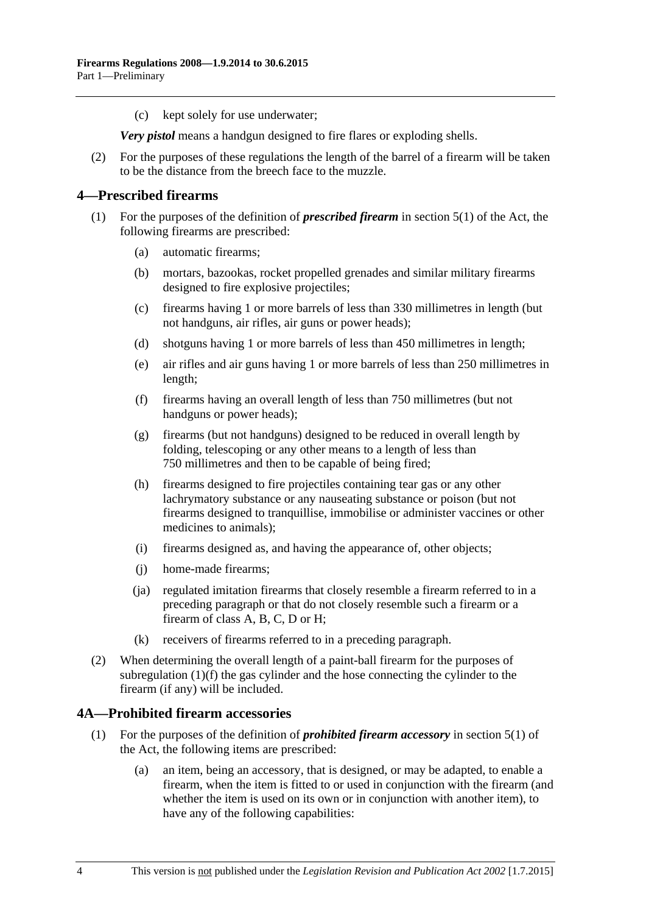(c) kept solely for use underwater;

***Very pistol*** means a handgun designed to fire flares or exploding shells.

(2) For the purposes of these regulations the length of the barrel of a firearm will be taken to be the distance from the breech face to the muzzle.

## 4—Prescribed firearms

(1) For the purposes of the definition of ***prescribed firearm*** in section 5(1) of the Act, the following firearms are prescribed:

(a) automatic firearms;

(b) mortars, bazookas, rocket propelled grenades and similar military firearms designed to fire explosive projectiles;

(c) firearms having 1 or more barrels of less than 330 millimetres in length (but not handguns, air rifles, air guns or power heads);

(d) shotguns having 1 or more barrels of less than 450 millimetres in length;

(e) air rifles and air guns having 1 or more barrels of less than 250 millimetres in length;

(f) firearms having an overall length of less than 750 millimetres (but not handguns or power heads);

(g) firearms (but not handguns) designed to be reduced in overall length by folding, telescoping or any other means to a length of less than 750 millimetres and then to be capable of being fired;

(h) firearms designed to fire projectiles containing tear gas or any other lachrymatory substance or any nauseating substance or poison (but not firearms designed to tranquillise, immobilise or administer vaccines or other medicines to animals);

(i) firearms designed as, and having the appearance of, other objects;

(j) home-made firearms;

(ja) regulated imitation firearms that closely resemble a firearm referred to in a preceding paragraph or that do not closely resemble such a firearm or a firearm of class A, B, C, D or H;

(k) receivers of firearms referred to in a preceding paragraph.

(2) When determining the overall length of a paint-ball firearm for the purposes of subregulation (1)(f) the gas cylinder and the hose connecting the cylinder to the firearm (if any) will be included.

## 4A—Prohibited firearm accessories

(1) For the purposes of the definition of ***prohibited firearm accessory*** in section 5(1) of the Act, the following items are prescribed:

(a) an item, being an accessory, that is designed, or may be adapted, to enable a firearm, when the item is fitted to or used in conjunction with the firearm (and whether the item is used on its own or in conjunction with another item), to have any of the following capabilities: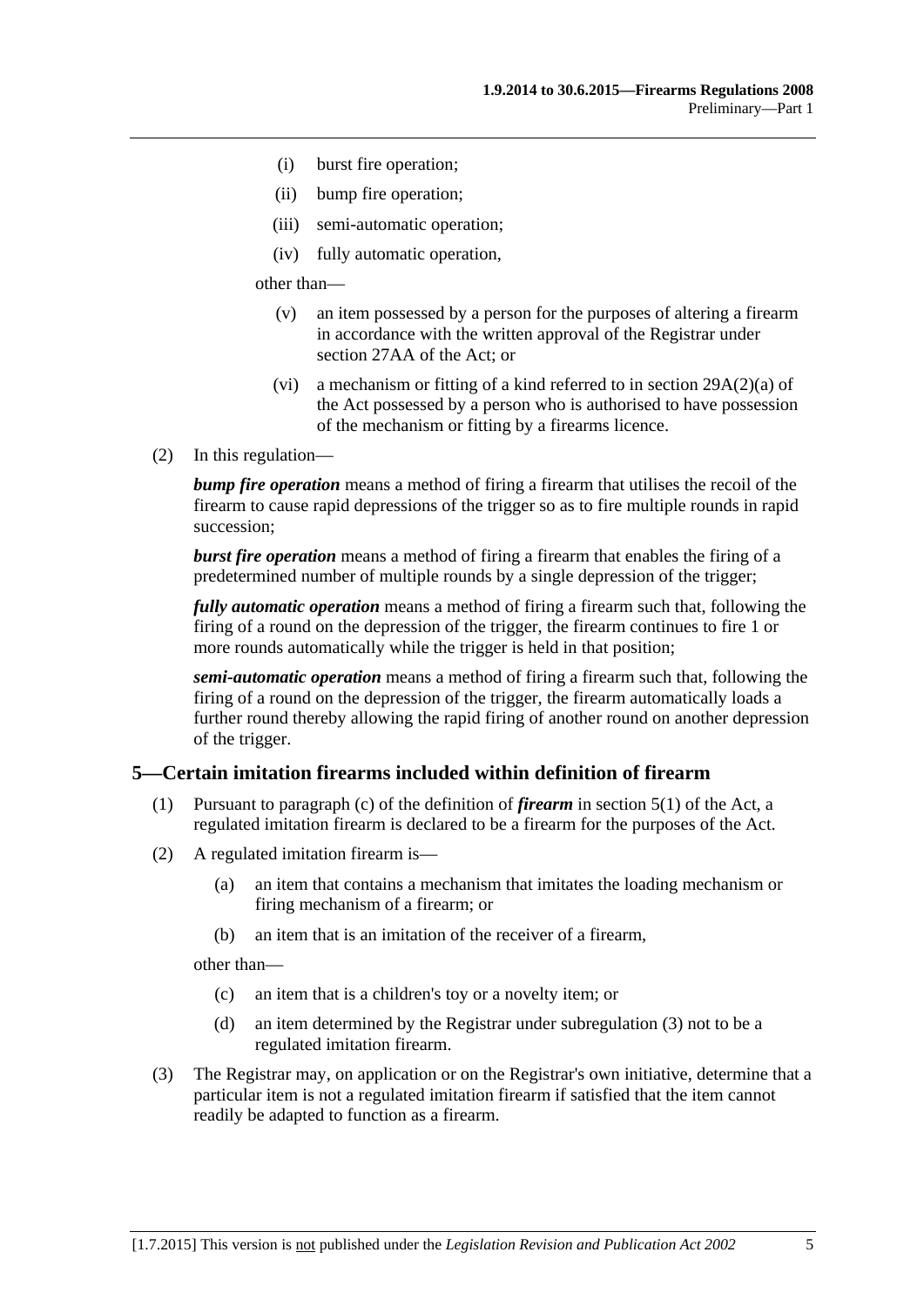(i) burst fire operation;

(ii) bump fire operation;

(iii) semi-automatic operation;

(iv) fully automatic operation,

other than—

(v) an item possessed by a person for the purposes of altering a firearm in accordance with the written approval of the Registrar under section 27AA of the Act; or

(vi) a mechanism or fitting of a kind referred to in section 29A(2)(a) of the Act possessed by a person who is authorised to have possession of the mechanism or fitting by a firearms licence.

(2) In this regulation—

***bump fire operation*** means a method of firing a firearm that utilises the recoil of the firearm to cause rapid depressions of the trigger so as to fire multiple rounds in rapid succession;

***burst fire operation*** means a method of firing a firearm that enables the firing of a predetermined number of multiple rounds by a single depression of the trigger;

***fully automatic operation*** means a method of firing a firearm such that, following the firing of a round on the depression of the trigger, the firearm continues to fire 1 or more rounds automatically while the trigger is held in that position;

***semi-automatic operation*** means a method of firing a firearm such that, following the firing of a round on the depression of the trigger, the firearm automatically loads a further round thereby allowing the rapid firing of another round on another depression of the trigger.

## 5—Certain imitation firearms included within definition of firearm

(1) Pursuant to paragraph (c) of the definition of ***firearm*** in section 5(1) of the Act, a regulated imitation firearm is declared to be a firearm for the purposes of the Act.

(2) A regulated imitation firearm is—

(a) an item that contains a mechanism that imitates the loading mechanism or firing mechanism of a firearm; or

(b) an item that is an imitation of the receiver of a firearm,

other than—

(c) an item that is a children's toy or a novelty item; or

(d) an item determined by the Registrar under subregulation (3) not to be a regulated imitation firearm.

(3) The Registrar may, on application or on the Registrar's own initiative, determine that a particular item is not a regulated imitation firearm if satisfied that the item cannot readily be adapted to function as a firearm.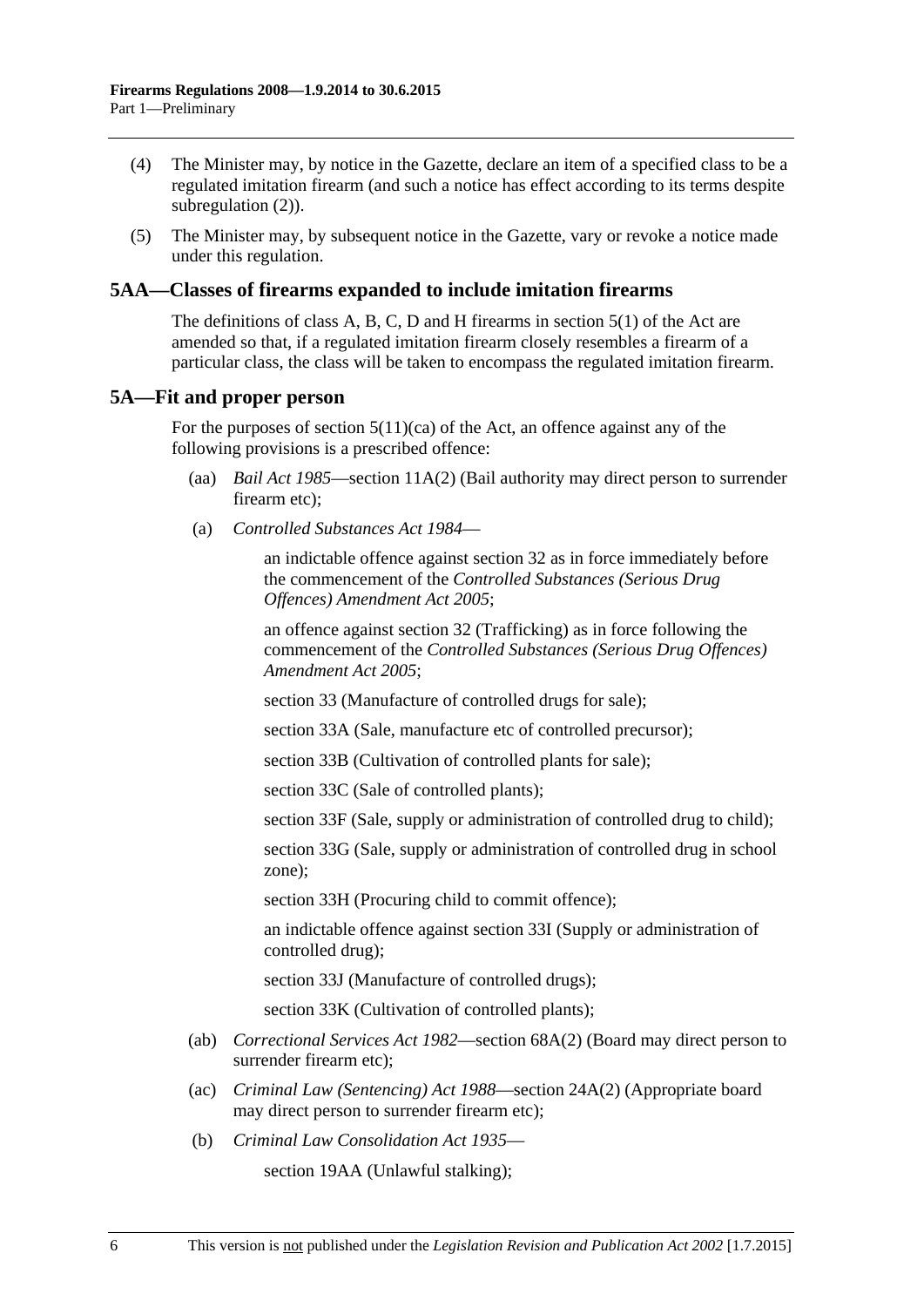(4) The Minister may, by notice in the Gazette, declare an item of a specified class to be a regulated imitation firearm (and such a notice has effect according to its terms despite subregulation (2)).

(5) The Minister may, by subsequent notice in the Gazette, vary or revoke a notice made under this regulation.

## 5AA—Classes of firearms expanded to include imitation firearms

The definitions of class A, B, C, D and H firearms in section 5(1) of the Act are amended so that, if a regulated imitation firearm closely resembles a firearm of a particular class, the class will be taken to encompass the regulated imitation firearm.

## 5A—Fit and proper person

For the purposes of section 5(11)(ca) of the Act, an offence against any of the following provisions is a prescribed offence:

(aa) *Bail Act 1985*—section 11A(2) (Bail authority may direct person to surrender firearm etc);

(a) *Controlled Substances Act 1984*—

an indictable offence against section 32 as in force immediately before the commencement of the *Controlled Substances (Serious Drug Offences) Amendment Act 2005*;

an offence against section 32 (Trafficking) as in force following the commencement of the *Controlled Substances (Serious Drug Offences) Amendment Act 2005*;

section 33 (Manufacture of controlled drugs for sale);

section 33A (Sale, manufacture etc of controlled precursor);

section 33B (Cultivation of controlled plants for sale);

section 33C (Sale of controlled plants);

section 33F (Sale, supply or administration of controlled drug to child);

section 33G (Sale, supply or administration of controlled drug in school zone);

section 33H (Procuring child to commit offence);

an indictable offence against section 33I (Supply or administration of controlled drug);

section 33J (Manufacture of controlled drugs);

section 33K (Cultivation of controlled plants);

(ab) *Correctional Services Act 1982*—section 68A(2) (Board may direct person to surrender firearm etc);

(ac) *Criminal Law (Sentencing) Act 1988*—section 24A(2) (Appropriate board may direct person to surrender firearm etc);

(b) *Criminal Law Consolidation Act 1935*—

section 19AA (Unlawful stalking);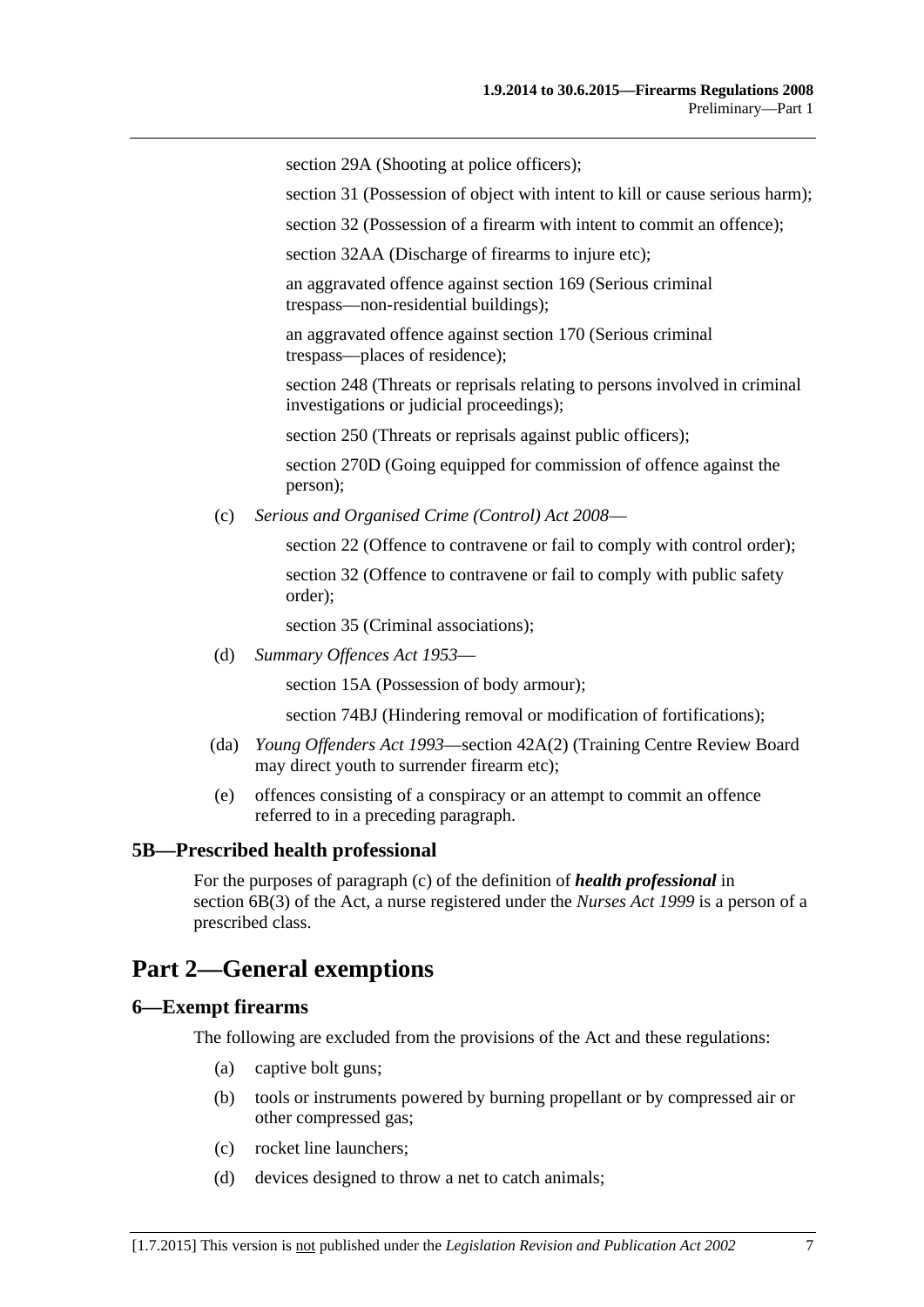section 29A (Shooting at police officers);

section 31 (Possession of object with intent to kill or cause serious harm);

section 32 (Possession of a firearm with intent to commit an offence);

section 32AA (Discharge of firearms to injure etc);

an aggravated offence against section 169 (Serious criminal trespass—non-residential buildings);

an aggravated offence against section 170 (Serious criminal trespass—places of residence);

section 248 (Threats or reprisals relating to persons involved in criminal investigations or judicial proceedings);

section 250 (Threats or reprisals against public officers);

section 270D (Going equipped for commission of offence against the person);

(c) *Serious and Organised Crime (Control) Act 2008*—

section 22 (Offence to contravene or fail to comply with control order);

section 32 (Offence to contravene or fail to comply with public safety order);

section 35 (Criminal associations);

(d) *Summary Offences Act 1953*—

section 15A (Possession of body armour);

section 74BJ (Hindering removal or modification of fortifications);

(da) *Young Offenders Act 1993*—section 42A(2) (Training Centre Review Board may direct youth to surrender firearm etc);

(e) offences consisting of a conspiracy or an attempt to commit an offence referred to in a preceding paragraph.

### 5B—Prescribed health professional

For the purposes of paragraph (c) of the definition of ***health professional*** in section 6B(3) of the Act, a nurse registered under the *Nurses Act 1999* is a person of a prescribed class.

## Part 2—General exemptions

### 6—Exempt firearms

The following are excluded from the provisions of the Act and these regulations:

(a) captive bolt guns;

(b) tools or instruments powered by burning propellant or by compressed air or other compressed gas;

(c) rocket line launchers;

(d) devices designed to throw a net to catch animals;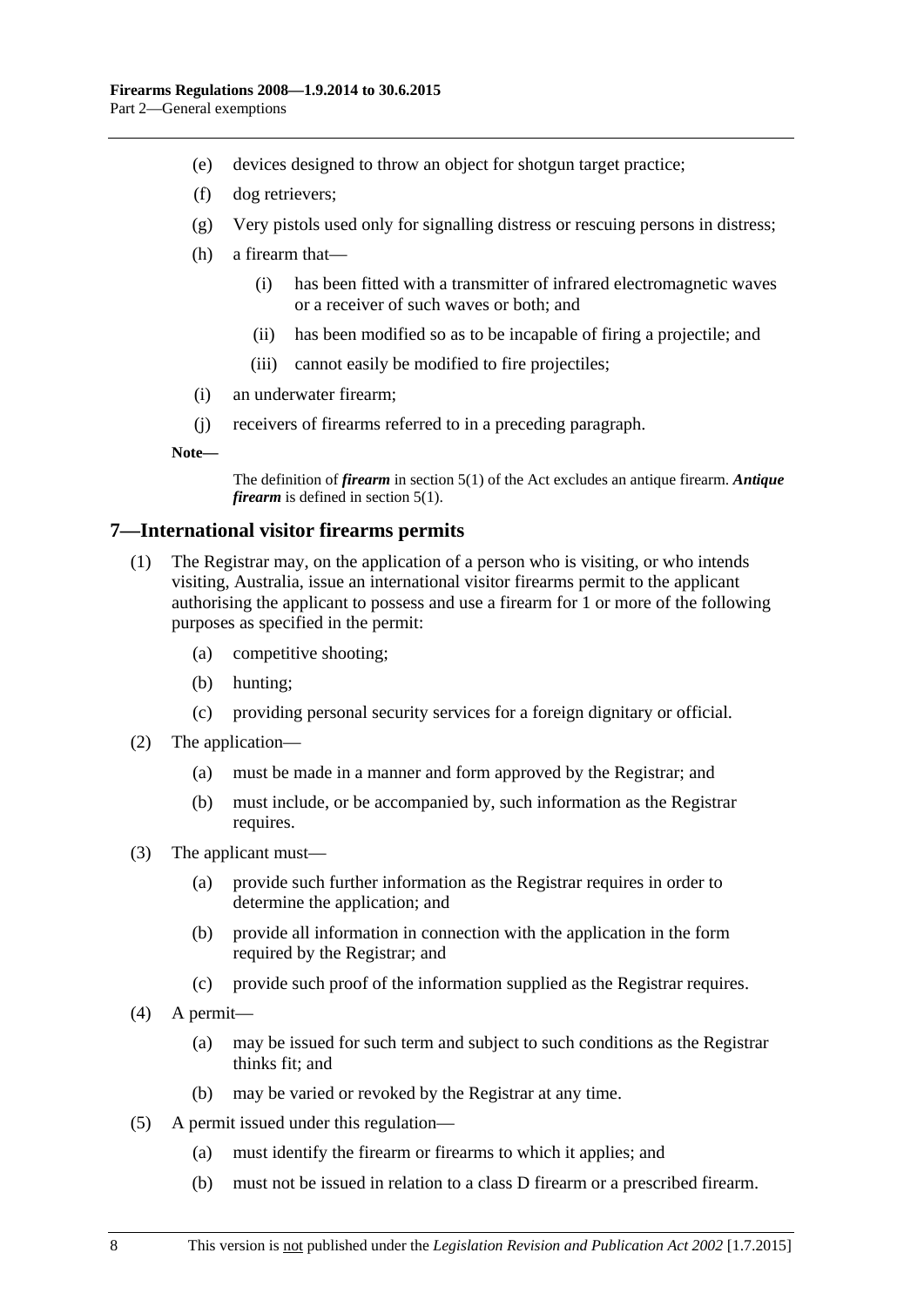(e) devices designed to throw an object for shotgun target practice;

(f) dog retrievers;

(g) Very pistols used only for signalling distress or rescuing persons in distress;

(h) a firearm that—

  (i) has been fitted with a transmitter of infrared electromagnetic waves or a receiver of such waves or both; and

  (ii) has been modified so as to be incapable of firing a projectile; and

  (iii) cannot easily be modified to fire projectiles;

(i) an underwater firearm;

(j) receivers of firearms referred to in a preceding paragraph.

**Note—**

The definition of ***firearm*** in section 5(1) of the Act excludes an antique firearm. ***Antique firearm*** is defined in section 5(1).

## 7—International visitor firearms permits

(1) The Registrar may, on the application of a person who is visiting, or who intends visiting, Australia, issue an international visitor firearms permit to the applicant authorising the applicant to possess and use a firearm for 1 or more of the following purposes as specified in the permit:

  (a) competitive shooting;

  (b) hunting;

  (c) providing personal security services for a foreign dignitary or official.

(2) The application—

  (a) must be made in a manner and form approved by the Registrar; and

  (b) must include, or be accompanied by, such information as the Registrar requires.

(3) The applicant must—

  (a) provide such further information as the Registrar requires in order to determine the application; and

  (b) provide all information in connection with the application in the form required by the Registrar; and

  (c) provide such proof of the information supplied as the Registrar requires.

(4) A permit—

  (a) may be issued for such term and subject to such conditions as the Registrar thinks fit; and

  (b) may be varied or revoked by the Registrar at any time.

(5) A permit issued under this regulation—

  (a) must identify the firearm or firearms to which it applies; and

  (b) must not be issued in relation to a class D firearm or a prescribed firearm.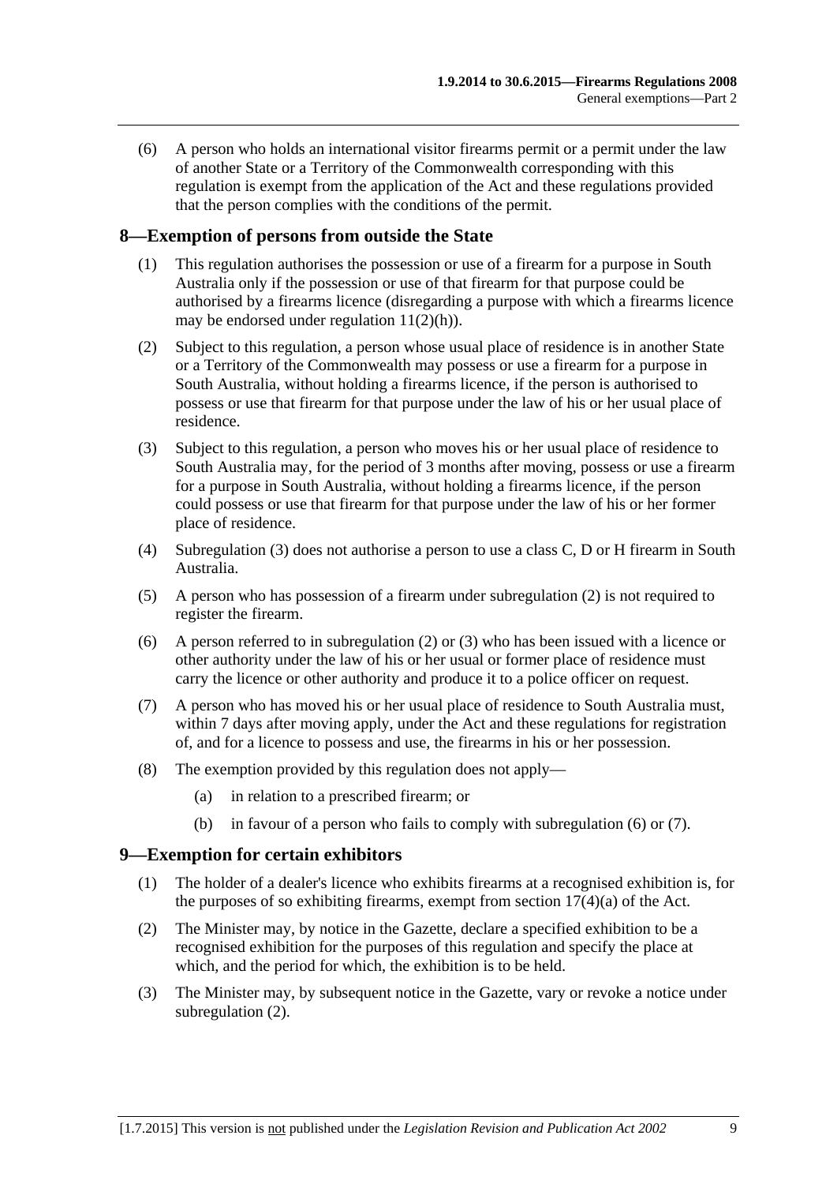(6) A person who holds an international visitor firearms permit or a permit under the law of another State or a Territory of the Commonwealth corresponding with this regulation is exempt from the application of the Act and these regulations provided that the person complies with the conditions of the permit.

## 8—Exemption of persons from outside the State

(1) This regulation authorises the possession or use of a firearm for a purpose in South Australia only if the possession or use of that firearm for that purpose could be authorised by a firearms licence (disregarding a purpose with which a firearms licence may be endorsed under regulation 11(2)(h)).

(2) Subject to this regulation, a person whose usual place of residence is in another State or a Territory of the Commonwealth may possess or use a firearm for a purpose in South Australia, without holding a firearms licence, if the person is authorised to possess or use that firearm for that purpose under the law of his or her usual place of residence.

(3) Subject to this regulation, a person who moves his or her usual place of residence to South Australia may, for the period of 3 months after moving, possess or use a firearm for a purpose in South Australia, without holding a firearms licence, if the person could possess or use that firearm for that purpose under the law of his or her former place of residence.

(4) Subregulation (3) does not authorise a person to use a class C, D or H firearm in South Australia.

(5) A person who has possession of a firearm under subregulation (2) is not required to register the firearm.

(6) A person referred to in subregulation (2) or (3) who has been issued with a licence or other authority under the law of his or her usual or former place of residence must carry the licence or other authority and produce it to a police officer on request.

(7) A person who has moved his or her usual place of residence to South Australia must, within 7 days after moving apply, under the Act and these regulations for registration of, and for a licence to possess and use, the firearms in his or her possession.

(8) The exemption provided by this regulation does not apply—

(a) in relation to a prescribed firearm; or

(b) in favour of a person who fails to comply with subregulation (6) or (7).

## 9—Exemption for certain exhibitors

(1) The holder of a dealer's licence who exhibits firearms at a recognised exhibition is, for the purposes of so exhibiting firearms, exempt from section 17(4)(a) of the Act.

(2) The Minister may, by notice in the Gazette, declare a specified exhibition to be a recognised exhibition for the purposes of this regulation and specify the place at which, and the period for which, the exhibition is to be held.

(3) The Minister may, by subsequent notice in the Gazette, vary or revoke a notice under subregulation (2).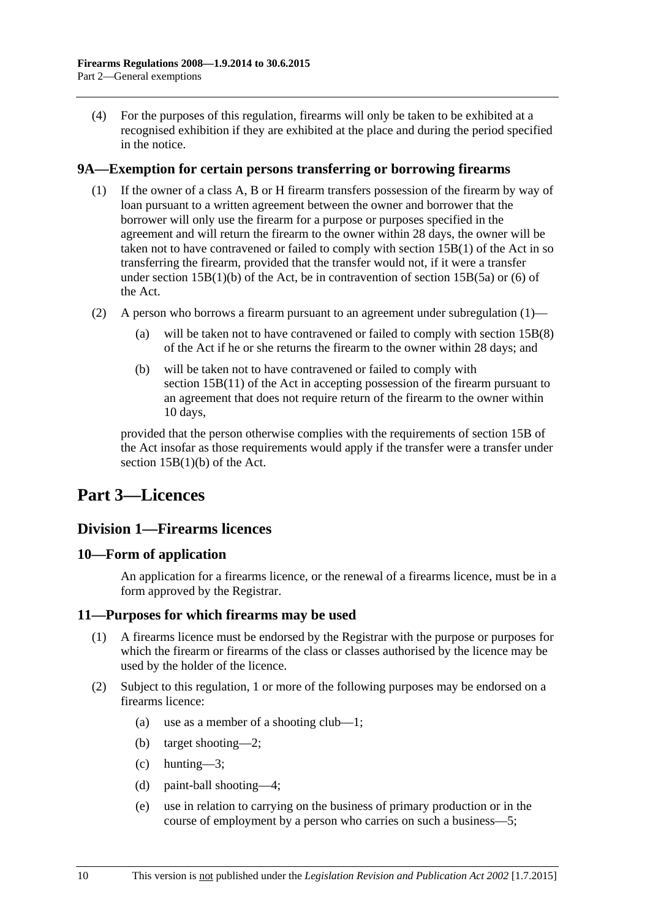(4) For the purposes of this regulation, firearms will only be taken to be exhibited at a recognised exhibition if they are exhibited at the place and during the period specified in the notice.

### 9A—Exemption for certain persons transferring or borrowing firearms

(1) If the owner of a class A, B or H firearm transfers possession of the firearm by way of loan pursuant to a written agreement between the owner and borrower that the borrower will only use the firearm for a purpose or purposes specified in the agreement and will return the firearm to the owner within 28 days, the owner will be taken not to have contravened or failed to comply with section 15B(1) of the Act in so transferring the firearm, provided that the transfer would not, if it were a transfer under section 15B(1)(b) of the Act, be in contravention of section 15B(5a) or (6) of the Act.

(2) A person who borrows a firearm pursuant to an agreement under subregulation (1)—

- (a) will be taken not to have contravened or failed to comply with section 15B(8) of the Act if he or she returns the firearm to the owner within 28 days; and
- (b) will be taken not to have contravened or failed to comply with section 15B(11) of the Act in accepting possession of the firearm pursuant to an agreement that does not require return of the firearm to the owner within 10 days,

provided that the person otherwise complies with the requirements of section 15B of the Act insofar as those requirements would apply if the transfer were a transfer under section 15B(1)(b) of the Act.

# Part 3—Licences

## Division 1—Firearms licences

### 10—Form of application

An application for a firearms licence, or the renewal of a firearms licence, must be in a form approved by the Registrar.

### 11—Purposes for which firearms may be used

(1) A firearms licence must be endorsed by the Registrar with the purpose or purposes for which the firearm or firearms of the class or classes authorised by the licence may be used by the holder of the licence.

(2) Subject to this regulation, 1 or more of the following purposes may be endorsed on a firearms licence:

- (a) use as a member of a shooting club—1;
- (b) target shooting—2;
- (c) hunting—3;
- (d) paint-ball shooting—4;
- (e) use in relation to carrying on the business of primary production or in the course of employment by a person who carries on such a business—5;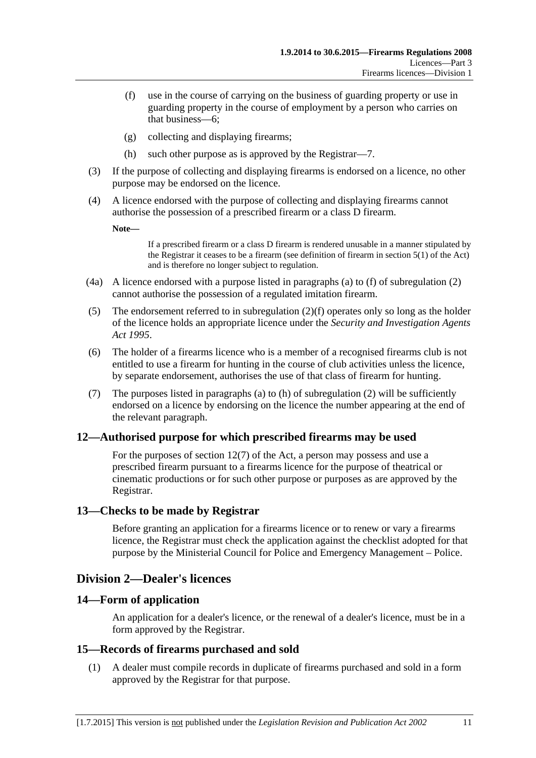(f) use in the course of carrying on the business of guarding property or use in guarding property in the course of employment by a person who carries on that business—6;

(g) collecting and displaying firearms;

(h) such other purpose as is approved by the Registrar—7.

(3) If the purpose of collecting and displaying firearms is endorsed on a licence, no other purpose may be endorsed on the licence.

(4) A licence endorsed with the purpose of collecting and displaying firearms cannot authorise the possession of a prescribed firearm or a class D firearm.

**Note—**

If a prescribed firearm or a class D firearm is rendered unusable in a manner stipulated by the Registrar it ceases to be a firearm (see definition of firearm in section 5(1) of the Act) and is therefore no longer subject to regulation.

(4a) A licence endorsed with a purpose listed in paragraphs (a) to (f) of subregulation (2) cannot authorise the possession of a regulated imitation firearm.

(5) The endorsement referred to in subregulation (2)(f) operates only so long as the holder of the licence holds an appropriate licence under the *Security and Investigation Agents Act 1995*.

(6) The holder of a firearms licence who is a member of a recognised firearms club is not entitled to use a firearm for hunting in the course of club activities unless the licence, by separate endorsement, authorises the use of that class of firearm for hunting.

(7) The purposes listed in paragraphs (a) to (h) of subregulation (2) will be sufficiently endorsed on a licence by endorsing on the licence the number appearing at the end of the relevant paragraph.

### 12—Authorised purpose for which prescribed firearms may be used

For the purposes of section 12(7) of the Act, a person may possess and use a prescribed firearm pursuant to a firearms licence for the purpose of theatrical or cinematic productions or for such other purpose or purposes as are approved by the Registrar.

### 13—Checks to be made by Registrar

Before granting an application for a firearms licence or to renew or vary a firearms licence, the Registrar must check the application against the checklist adopted for that purpose by the Ministerial Council for Police and Emergency Management – Police.

## Division 2—Dealer's licences

### 14—Form of application

An application for a dealer's licence, or the renewal of a dealer's licence, must be in a form approved by the Registrar.

### 15—Records of firearms purchased and sold

(1) A dealer must compile records in duplicate of firearms purchased and sold in a form approved by the Registrar for that purpose.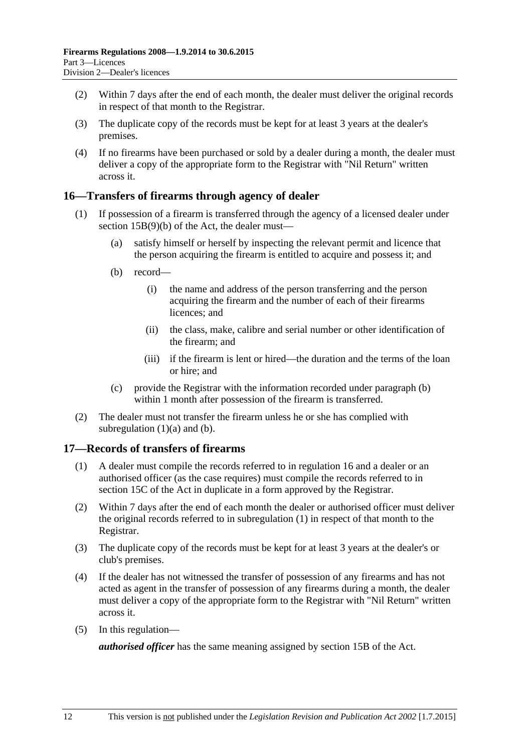(2) Within 7 days after the end of each month, the dealer must deliver the original records in respect of that month to the Registrar.

(3) The duplicate copy of the records must be kept for at least 3 years at the dealer's premises.

(4) If no firearms have been purchased or sold by a dealer during a month, the dealer must deliver a copy of the appropriate form to the Registrar with "Nil Return" written across it.

## 16—Transfers of firearms through agency of dealer

(1) If possession of a firearm is transferred through the agency of a licensed dealer under section 15B(9)(b) of the Act, the dealer must—

- (a) satisfy himself or herself by inspecting the relevant permit and licence that the person acquiring the firearm is entitled to acquire and possess it; and
- (b) record—
  - (i) the name and address of the person transferring and the person acquiring the firearm and the number of each of their firearms licences; and
  - (ii) the class, make, calibre and serial number or other identification of the firearm; and
  - (iii) if the firearm is lent or hired—the duration and the terms of the loan or hire; and
- (c) provide the Registrar with the information recorded under paragraph (b) within 1 month after possession of the firearm is transferred.

(2) The dealer must not transfer the firearm unless he or she has complied with subregulation (1)(a) and (b).

## 17—Records of transfers of firearms

(1) A dealer must compile the records referred to in regulation 16 and a dealer or an authorised officer (as the case requires) must compile the records referred to in section 15C of the Act in duplicate in a form approved by the Registrar.

(2) Within 7 days after the end of each month the dealer or authorised officer must deliver the original records referred to in subregulation (1) in respect of that month to the Registrar.

(3) The duplicate copy of the records must be kept for at least 3 years at the dealer's or club's premises.

(4) If the dealer has not witnessed the transfer of possession of any firearms and has not acted as agent in the transfer of possession of any firearms during a month, the dealer must deliver a copy of the appropriate form to the Registrar with "Nil Return" written across it.

(5) In this regulation—

***authorised officer*** has the same meaning assigned by section 15B of the Act.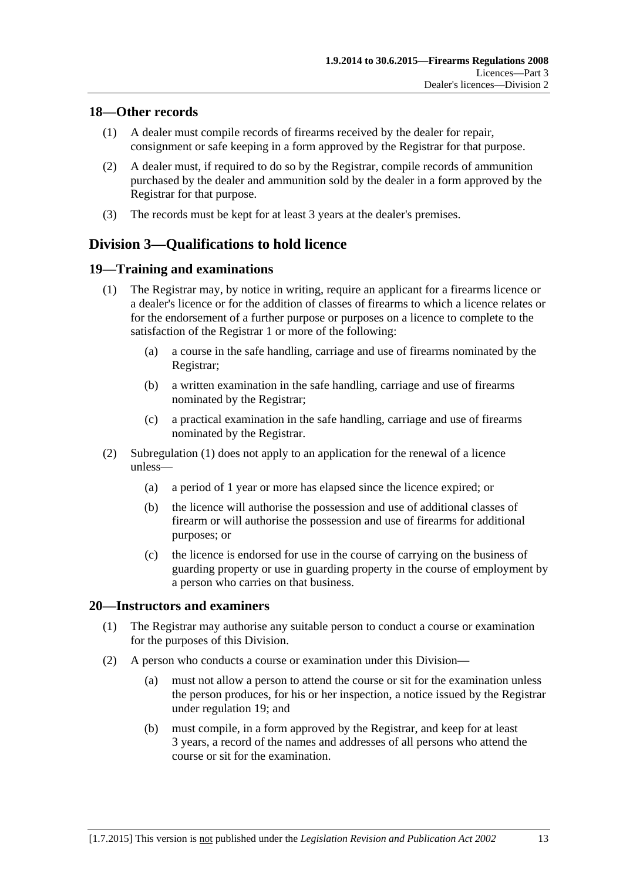## 18—Other records

(1) A dealer must compile records of firearms received by the dealer for repair, consignment or safe keeping in a form approved by the Registrar for that purpose.

(2) A dealer must, if required to do so by the Registrar, compile records of ammunition purchased by the dealer and ammunition sold by the dealer in a form approved by the Registrar for that purpose.

(3) The records must be kept for at least 3 years at the dealer's premises.

# Division 3—Qualifications to hold licence

## 19—Training and examinations

(1) The Registrar may, by notice in writing, require an applicant for a firearms licence or a dealer's licence or for the addition of classes of firearms to which a licence relates or for the endorsement of a further purpose or purposes on a licence to complete to the satisfaction of the Registrar 1 or more of the following:

- (a) a course in the safe handling, carriage and use of firearms nominated by the Registrar;
- (b) a written examination in the safe handling, carriage and use of firearms nominated by the Registrar;
- (c) a practical examination in the safe handling, carriage and use of firearms nominated by the Registrar.

(2) Subregulation (1) does not apply to an application for the renewal of a licence unless—

- (a) a period of 1 year or more has elapsed since the licence expired; or
- (b) the licence will authorise the possession and use of additional classes of firearm or will authorise the possession and use of firearms for additional purposes; or
- (c) the licence is endorsed for use in the course of carrying on the business of guarding property or use in guarding property in the course of employment by a person who carries on that business.

## 20—Instructors and examiners

(1) The Registrar may authorise any suitable person to conduct a course or examination for the purposes of this Division.

(2) A person who conducts a course or examination under this Division—

- (a) must not allow a person to attend the course or sit for the examination unless the person produces, for his or her inspection, a notice issued by the Registrar under regulation 19; and
- (b) must compile, in a form approved by the Registrar, and keep for at least 3 years, a record of the names and addresses of all persons who attend the course or sit for the examination.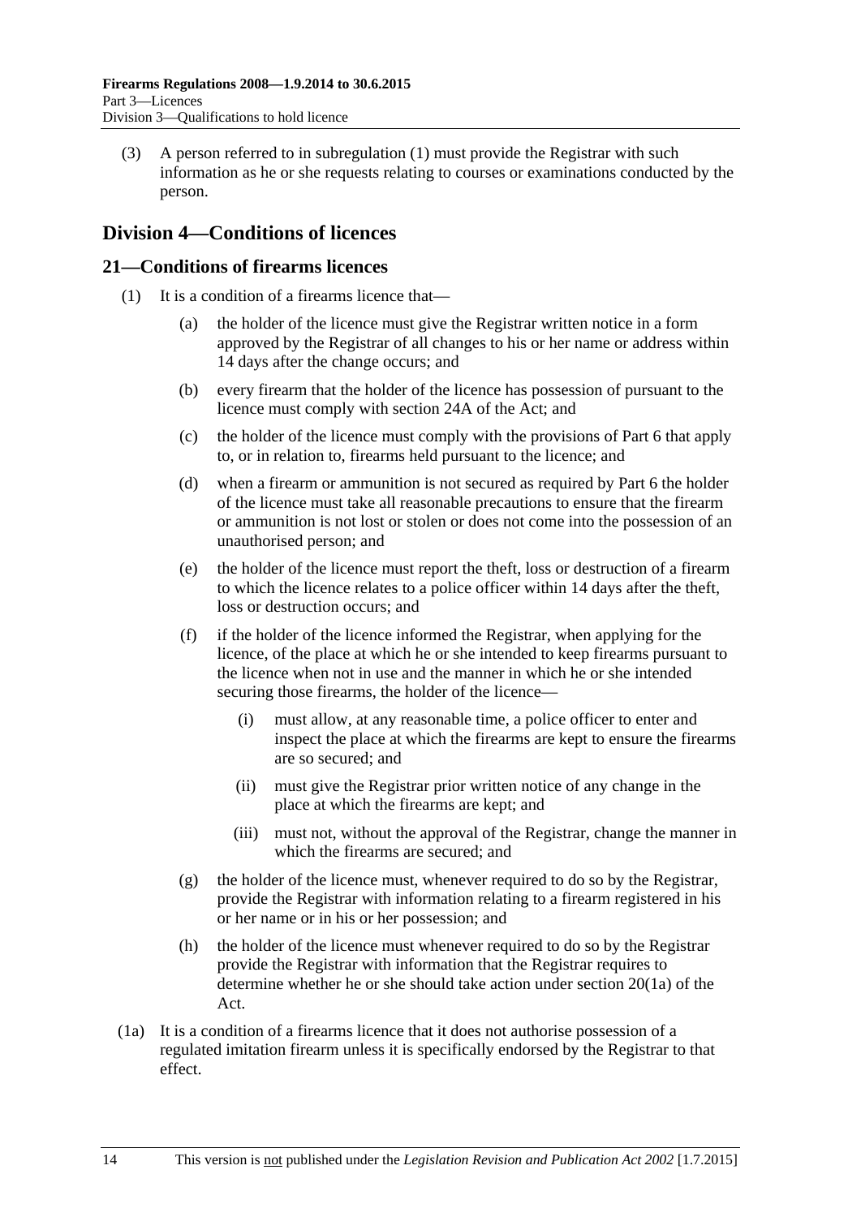(3) A person referred to in subregulation (1) must provide the Registrar with such information as he or she requests relating to courses or examinations conducted by the person.

## Division 4—Conditions of licences

### 21—Conditions of firearms licences

(1) It is a condition of a firearms licence that—

(a) the holder of the licence must give the Registrar written notice in a form approved by the Registrar of all changes to his or her name or address within 14 days after the change occurs; and

(b) every firearm that the holder of the licence has possession of pursuant to the licence must comply with section 24A of the Act; and

(c) the holder of the licence must comply with the provisions of Part 6 that apply to, or in relation to, firearms held pursuant to the licence; and

(d) when a firearm or ammunition is not secured as required by Part 6 the holder of the licence must take all reasonable precautions to ensure that the firearm or ammunition is not lost or stolen or does not come into the possession of an unauthorised person; and

(e) the holder of the licence must report the theft, loss or destruction of a firearm to which the licence relates to a police officer within 14 days after the theft, loss or destruction occurs; and

(f) if the holder of the licence informed the Registrar, when applying for the licence, of the place at which he or she intended to keep firearms pursuant to the licence when not in use and the manner in which he or she intended securing those firearms, the holder of the licence—

(i) must allow, at any reasonable time, a police officer to enter and inspect the place at which the firearms are kept to ensure the firearms are so secured; and

(ii) must give the Registrar prior written notice of any change in the place at which the firearms are kept; and

(iii) must not, without the approval of the Registrar, change the manner in which the firearms are secured; and

(g) the holder of the licence must, whenever required to do so by the Registrar, provide the Registrar with information relating to a firearm registered in his or her name or in his or her possession; and

(h) the holder of the licence must whenever required to do so by the Registrar provide the Registrar with information that the Registrar requires to determine whether he or she should take action under section 20(1a) of the Act.

(1a) It is a condition of a firearms licence that it does not authorise possession of a regulated imitation firearm unless it is specifically endorsed by the Registrar to that effect.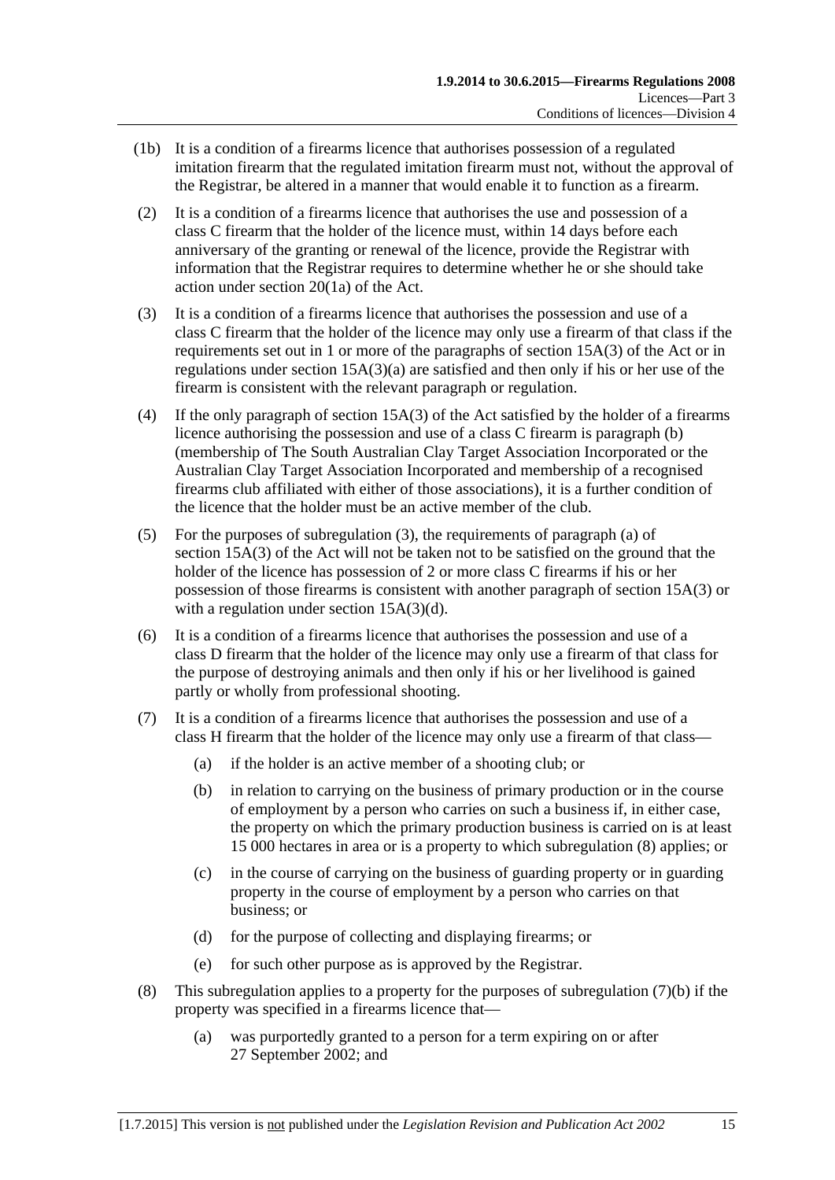(1b) It is a condition of a firearms licence that authorises possession of a regulated imitation firearm that the regulated imitation firearm must not, without the approval of the Registrar, be altered in a manner that would enable it to function as a firearm.

(2) It is a condition of a firearms licence that authorises the use and possession of a class C firearm that the holder of the licence must, within 14 days before each anniversary of the granting or renewal of the licence, provide the Registrar with information that the Registrar requires to determine whether he or she should take action under section 20(1a) of the Act.

(3) It is a condition of a firearms licence that authorises the possession and use of a class C firearm that the holder of the licence may only use a firearm of that class if the requirements set out in 1 or more of the paragraphs of section 15A(3) of the Act or in regulations under section 15A(3)(a) are satisfied and then only if his or her use of the firearm is consistent with the relevant paragraph or regulation.

(4) If the only paragraph of section 15A(3) of the Act satisfied by the holder of a firearms licence authorising the possession and use of a class C firearm is paragraph (b) (membership of The South Australian Clay Target Association Incorporated or the Australian Clay Target Association Incorporated and membership of a recognised firearms club affiliated with either of those associations), it is a further condition of the licence that the holder must be an active member of the club.

(5) For the purposes of subregulation (3), the requirements of paragraph (a) of section 15A(3) of the Act will not be taken not to be satisfied on the ground that the holder of the licence has possession of 2 or more class C firearms if his or her possession of those firearms is consistent with another paragraph of section 15A(3) or with a regulation under section 15A(3)(d).

(6) It is a condition of a firearms licence that authorises the possession and use of a class D firearm that the holder of the licence may only use a firearm of that class for the purpose of destroying animals and then only if his or her livelihood is gained partly or wholly from professional shooting.

(7) It is a condition of a firearms licence that authorises the possession and use of a class H firearm that the holder of the licence may only use a firearm of that class—

 (a) if the holder is an active member of a shooting club; or

 (b) in relation to carrying on the business of primary production or in the course of employment by a person who carries on such a business if, in either case, the property on which the primary production business is carried on is at least 15 000 hectares in area or is a property to which subregulation (8) applies; or

 (c) in the course of carrying on the business of guarding property or in guarding property in the course of employment by a person who carries on that business; or

 (d) for the purpose of collecting and displaying firearms; or

 (e) for such other purpose as is approved by the Registrar.

(8) This subregulation applies to a property for the purposes of subregulation (7)(b) if the property was specified in a firearms licence that—

 (a) was purportedly granted to a person for a term expiring on or after 27 September 2002; and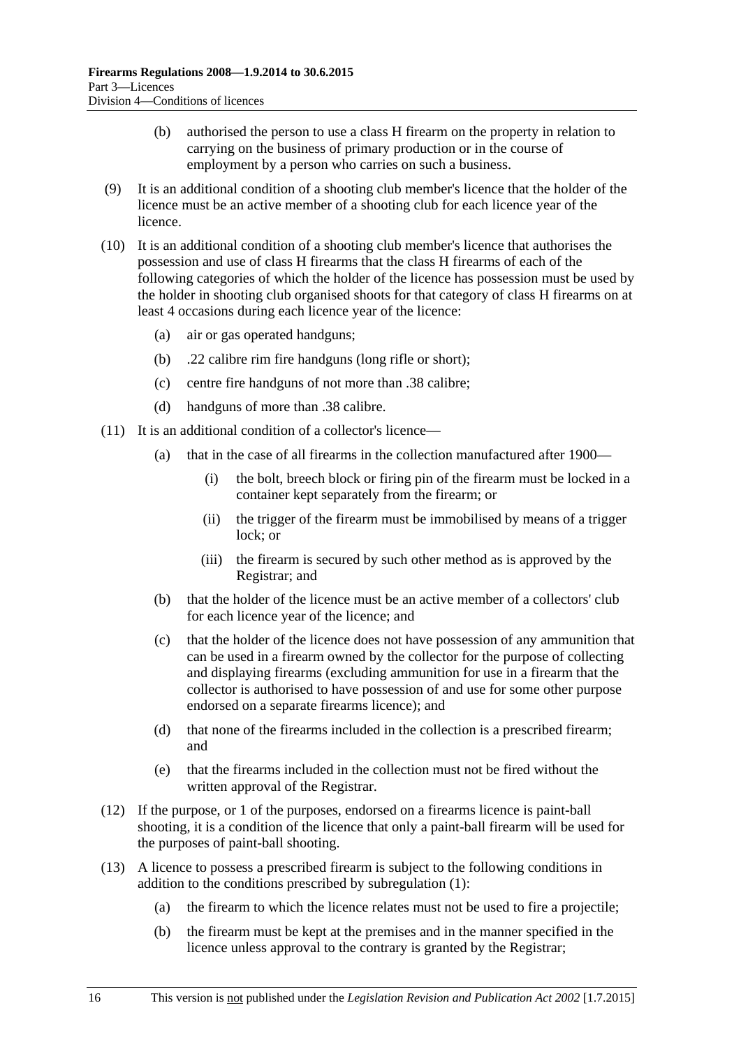(b) authorised the person to use a class H firearm on the property in relation to carrying on the business of primary production or in the course of employment by a person who carries on such a business.

(9) It is an additional condition of a shooting club member's licence that the holder of the licence must be an active member of a shooting club for each licence year of the licence.

(10) It is an additional condition of a shooting club member's licence that authorises the possession and use of class H firearms that the class H firearms of each of the following categories of which the holder of the licence has possession must be used by the holder in shooting club organised shoots for that category of class H firearms on at least 4 occasions during each licence year of the licence:

(a) air or gas operated handguns;

(b) .22 calibre rim fire handguns (long rifle or short);

(c) centre fire handguns of not more than .38 calibre;

(d) handguns of more than .38 calibre.

(11) It is an additional condition of a collector's licence—

(a) that in the case of all firearms in the collection manufactured after 1900—

(i) the bolt, breech block or firing pin of the firearm must be locked in a container kept separately from the firearm; or

(ii) the trigger of the firearm must be immobilised by means of a trigger lock; or

(iii) the firearm is secured by such other method as is approved by the Registrar; and

(b) that the holder of the licence must be an active member of a collectors' club for each licence year of the licence; and

(c) that the holder of the licence does not have possession of any ammunition that can be used in a firearm owned by the collector for the purpose of collecting and displaying firearms (excluding ammunition for use in a firearm that the collector is authorised to have possession of and use for some other purpose endorsed on a separate firearms licence); and

(d) that none of the firearms included in the collection is a prescribed firearm; and

(e) that the firearms included in the collection must not be fired without the written approval of the Registrar.

(12) If the purpose, or 1 of the purposes, endorsed on a firearms licence is paint-ball shooting, it is a condition of the licence that only a paint-ball firearm will be used for the purposes of paint-ball shooting.

(13) A licence to possess a prescribed firearm is subject to the following conditions in addition to the conditions prescribed by subregulation (1):

(a) the firearm to which the licence relates must not be used to fire a projectile;

(b) the firearm must be kept at the premises and in the manner specified in the licence unless approval to the contrary is granted by the Registrar;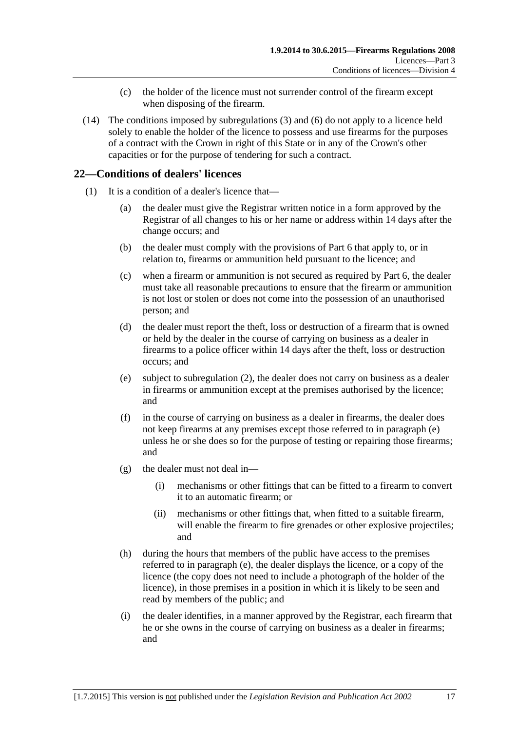(c) the holder of the licence must not surrender control of the firearm except when disposing of the firearm.

(14) The conditions imposed by subregulations (3) and (6) do not apply to a licence held solely to enable the holder of the licence to possess and use firearms for the purposes of a contract with the Crown in right of this State or in any of the Crown's other capacities or for the purpose of tendering for such a contract.

## 22—Conditions of dealers' licences

(1) It is a condition of a dealer's licence that—

(a) the dealer must give the Registrar written notice in a form approved by the Registrar of all changes to his or her name or address within 14 days after the change occurs; and

(b) the dealer must comply with the provisions of Part 6 that apply to, or in relation to, firearms or ammunition held pursuant to the licence; and

(c) when a firearm or ammunition is not secured as required by Part 6, the dealer must take all reasonable precautions to ensure that the firearm or ammunition is not lost or stolen or does not come into the possession of an unauthorised person; and

(d) the dealer must report the theft, loss or destruction of a firearm that is owned or held by the dealer in the course of carrying on business as a dealer in firearms to a police officer within 14 days after the theft, loss or destruction occurs; and

(e) subject to subregulation (2), the dealer does not carry on business as a dealer in firearms or ammunition except at the premises authorised by the licence; and

(f) in the course of carrying on business as a dealer in firearms, the dealer does not keep firearms at any premises except those referred to in paragraph (e) unless he or she does so for the purpose of testing or repairing those firearms; and

(g) the dealer must not deal in—

(i) mechanisms or other fittings that can be fitted to a firearm to convert it to an automatic firearm; or

(ii) mechanisms or other fittings that, when fitted to a suitable firearm, will enable the firearm to fire grenades or other explosive projectiles; and

(h) during the hours that members of the public have access to the premises referred to in paragraph (e), the dealer displays the licence, or a copy of the licence (the copy does not need to include a photograph of the holder of the licence), in those premises in a position in which it is likely to be seen and read by members of the public; and

(i) the dealer identifies, in a manner approved by the Registrar, each firearm that he or she owns in the course of carrying on business as a dealer in firearms; and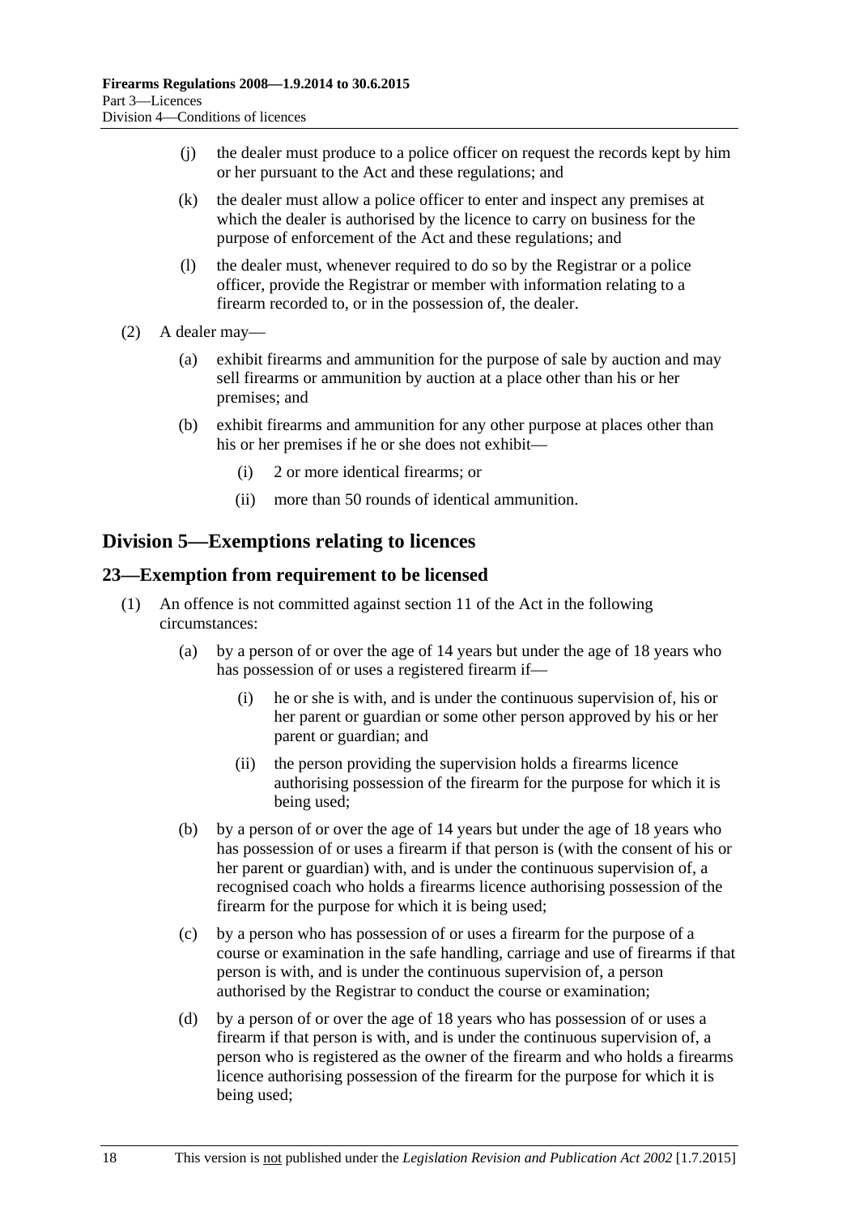(j) the dealer must produce to a police officer on request the records kept by him or her pursuant to the Act and these regulations; and

(k) the dealer must allow a police officer to enter and inspect any premises at which the dealer is authorised by the licence to carry on business for the purpose of enforcement of the Act and these regulations; and

(l) the dealer must, whenever required to do so by the Registrar or a police officer, provide the Registrar or member with information relating to a firearm recorded to, or in the possession of, the dealer.

(2) A dealer may—

(a) exhibit firearms and ammunition for the purpose of sale by auction and may sell firearms or ammunition by auction at a place other than his or her premises; and

(b) exhibit firearms and ammunition for any other purpose at places other than his or her premises if he or she does not exhibit—

(i) 2 or more identical firearms; or

(ii) more than 50 rounds of identical ammunition.

## Division 5—Exemptions relating to licences

### 23—Exemption from requirement to be licensed

(1) An offence is not committed against section 11 of the Act in the following circumstances:

(a) by a person of or over the age of 14 years but under the age of 18 years who has possession of or uses a registered firearm if—

(i) he or she is with, and is under the continuous supervision of, his or her parent or guardian or some other person approved by his or her parent or guardian; and

(ii) the person providing the supervision holds a firearms licence authorising possession of the firearm for the purpose for which it is being used;

(b) by a person of or over the age of 14 years but under the age of 18 years who has possession of or uses a firearm if that person is (with the consent of his or her parent or guardian) with, and is under the continuous supervision of, a recognised coach who holds a firearms licence authorising possession of the firearm for the purpose for which it is being used;

(c) by a person who has possession of or uses a firearm for the purpose of a course or examination in the safe handling, carriage and use of firearms if that person is with, and is under the continuous supervision of, a person authorised by the Registrar to conduct the course or examination;

(d) by a person of or over the age of 18 years who has possession of or uses a firearm if that person is with, and is under the continuous supervision of, a person who is registered as the owner of the firearm and who holds a firearms licence authorising possession of the firearm for the purpose for which it is being used;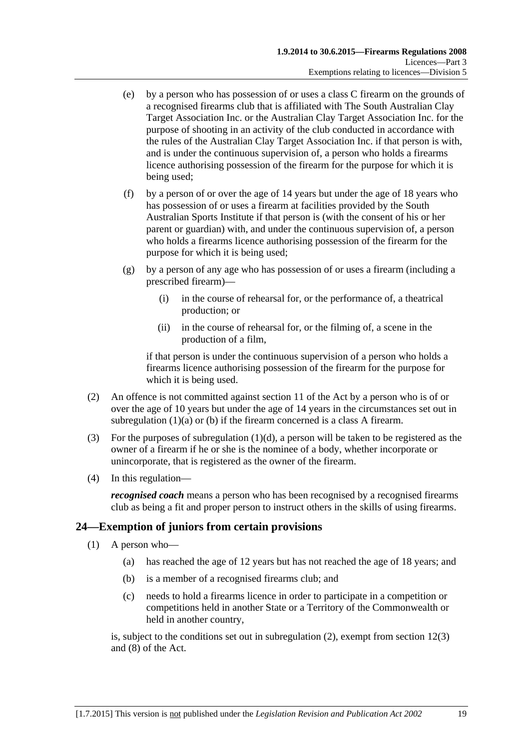(e) by a person who has possession of or uses a class C firearm on the grounds of a recognised firearms club that is affiliated with The South Australian Clay Target Association Inc. or the Australian Clay Target Association Inc. for the purpose of shooting in an activity of the club conducted in accordance with the rules of the Australian Clay Target Association Inc. if that person is with, and is under the continuous supervision of, a person who holds a firearms licence authorising possession of the firearm for the purpose for which it is being used;

(f) by a person of or over the age of 14 years but under the age of 18 years who has possession of or uses a firearm at facilities provided by the South Australian Sports Institute if that person is (with the consent of his or her parent or guardian) with, and under the continuous supervision of, a person who holds a firearms licence authorising possession of the firearm for the purpose for which it is being used;

(g) by a person of any age who has possession of or uses a firearm (including a prescribed firearm)—

(i) in the course of rehearsal for, or the performance of, a theatrical production; or

(ii) in the course of rehearsal for, or the filming of, a scene in the production of a film,

if that person is under the continuous supervision of a person who holds a firearms licence authorising possession of the firearm for the purpose for which it is being used.

(2) An offence is not committed against section 11 of the Act by a person who is of or over the age of 10 years but under the age of 14 years in the circumstances set out in subregulation (1)(a) or (b) if the firearm concerned is a class A firearm.

(3) For the purposes of subregulation (1)(d), a person will be taken to be registered as the owner of a firearm if he or she is the nominee of a body, whether incorporate or unincorporate, that is registered as the owner of the firearm.

(4) In this regulation—

***recognised coach*** means a person who has been recognised by a recognised firearms club as being a fit and proper person to instruct others in the skills of using firearms.

## 24—Exemption of juniors from certain provisions

(1) A person who—

(a) has reached the age of 12 years but has not reached the age of 18 years; and

(b) is a member of a recognised firearms club; and

(c) needs to hold a firearms licence in order to participate in a competition or competitions held in another State or a Territory of the Commonwealth or held in another country,

is, subject to the conditions set out in subregulation (2), exempt from section 12(3) and (8) of the Act.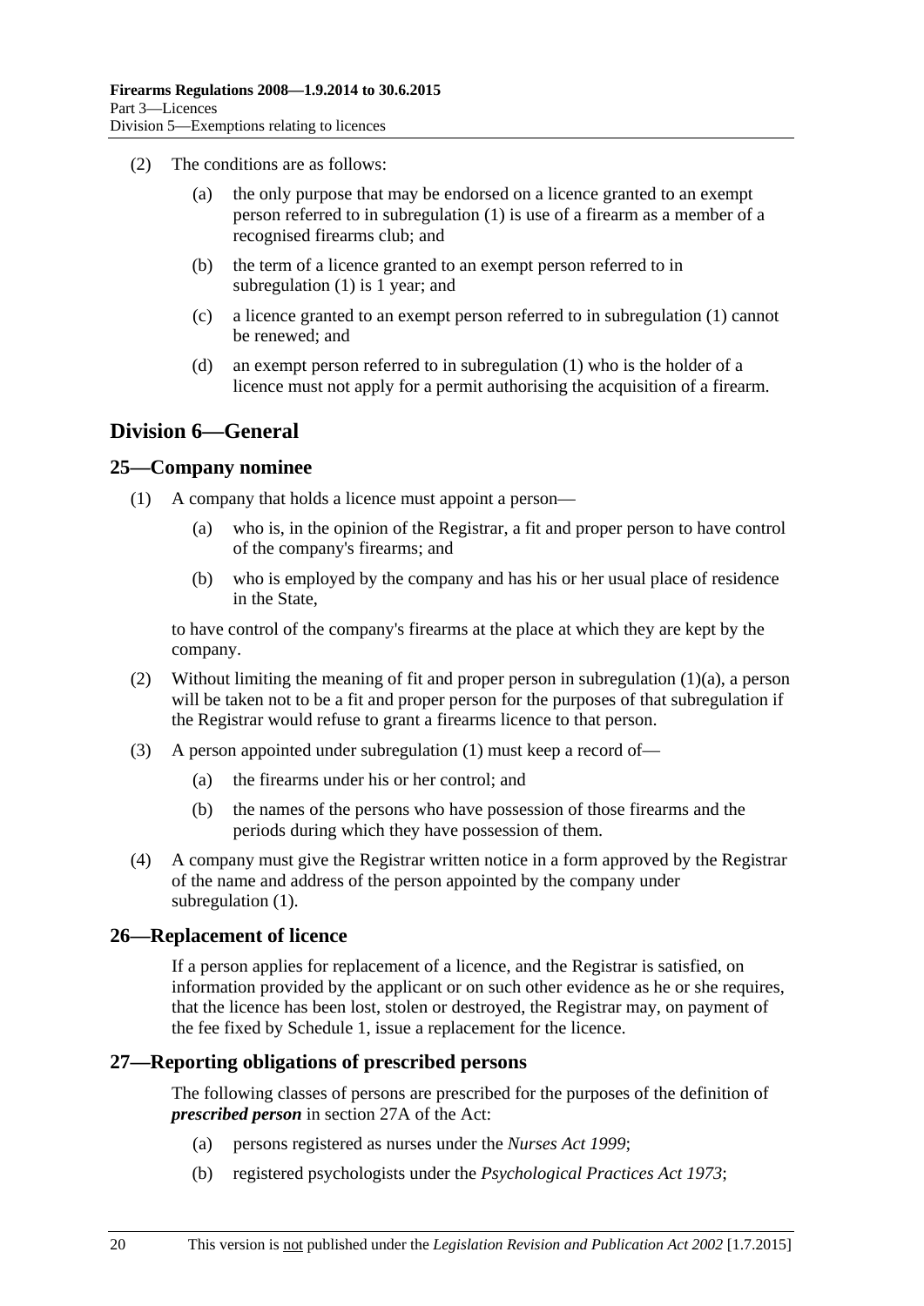(2) The conditions are as follows:

(a) the only purpose that may be endorsed on a licence granted to an exempt person referred to in subregulation (1) is use of a firearm as a member of a recognised firearms club; and

(b) the term of a licence granted to an exempt person referred to in subregulation (1) is 1 year; and

(c) a licence granted to an exempt person referred to in subregulation (1) cannot be renewed; and

(d) an exempt person referred to in subregulation (1) who is the holder of a licence must not apply for a permit authorising the acquisition of a firearm.

## Division 6—General

### 25—Company nominee

(1) A company that holds a licence must appoint a person—

(a) who is, in the opinion of the Registrar, a fit and proper person to have control of the company's firearms; and

(b) who is employed by the company and has his or her usual place of residence in the State,

to have control of the company's firearms at the place at which they are kept by the company.

(2) Without limiting the meaning of fit and proper person in subregulation (1)(a), a person will be taken not to be a fit and proper person for the purposes of that subregulation if the Registrar would refuse to grant a firearms licence to that person.

(3) A person appointed under subregulation (1) must keep a record of—

(a) the firearms under his or her control; and

(b) the names of the persons who have possession of those firearms and the periods during which they have possession of them.

(4) A company must give the Registrar written notice in a form approved by the Registrar of the name and address of the person appointed by the company under subregulation (1).

### 26—Replacement of licence

If a person applies for replacement of a licence, and the Registrar is satisfied, on information provided by the applicant or on such other evidence as he or she requires, that the licence has been lost, stolen or destroyed, the Registrar may, on payment of the fee fixed by Schedule 1, issue a replacement for the licence.

### 27—Reporting obligations of prescribed persons

The following classes of persons are prescribed for the purposes of the definition of ***prescribed person*** in section 27A of the Act:

(a) persons registered as nurses under the *Nurses Act 1999*;

(b) registered psychologists under the *Psychological Practices Act 1973*;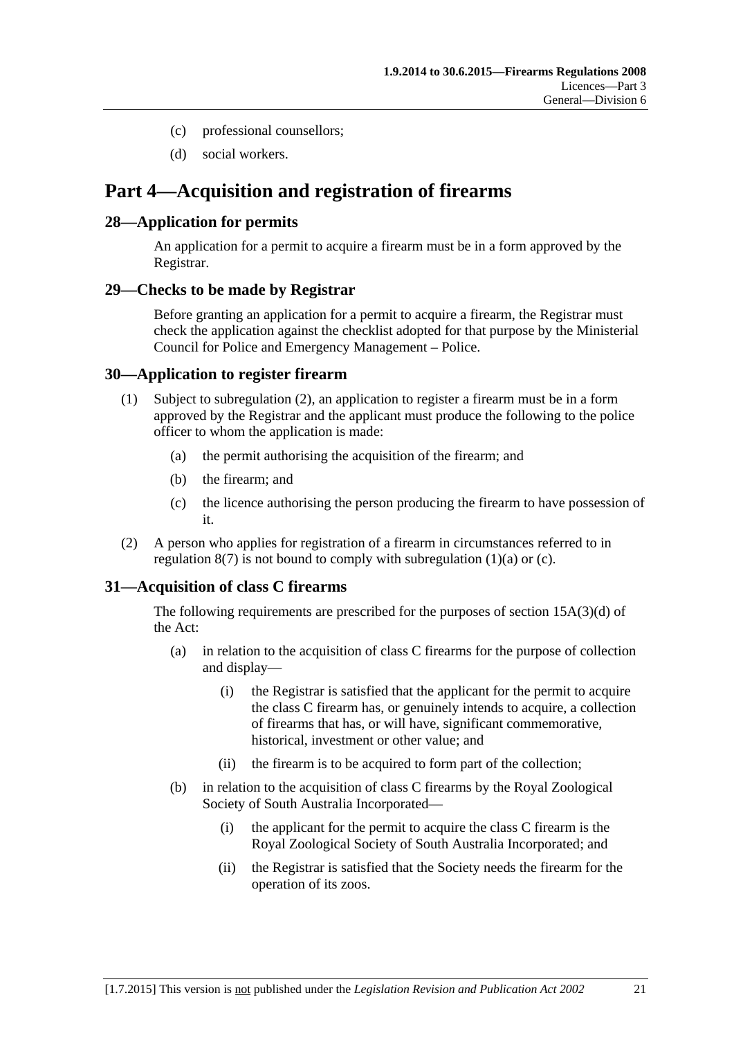(c) professional counsellors;

(d) social workers.

# Part 4—Acquisition and registration of firearms

## 28—Application for permits

An application for a permit to acquire a firearm must be in a form approved by the Registrar.

## 29—Checks to be made by Registrar

Before granting an application for a permit to acquire a firearm, the Registrar must check the application against the checklist adopted for that purpose by the Ministerial Council for Police and Emergency Management – Police.

## 30—Application to register firearm

(1) Subject to subregulation (2), an application to register a firearm must be in a form approved by the Registrar and the applicant must produce the following to the police officer to whom the application is made:

(a) the permit authorising the acquisition of the firearm; and

(b) the firearm; and

(c) the licence authorising the person producing the firearm to have possession of it.

(2) A person who applies for registration of a firearm in circumstances referred to in regulation 8(7) is not bound to comply with subregulation (1)(a) or (c).

## 31—Acquisition of class C firearms

The following requirements are prescribed for the purposes of section 15A(3)(d) of the Act:

(a) in relation to the acquisition of class C firearms for the purpose of collection and display—

(i) the Registrar is satisfied that the applicant for the permit to acquire the class C firearm has, or genuinely intends to acquire, a collection of firearms that has, or will have, significant commemorative, historical, investment or other value; and

(ii) the firearm is to be acquired to form part of the collection;

(b) in relation to the acquisition of class C firearms by the Royal Zoological Society of South Australia Incorporated—

(i) the applicant for the permit to acquire the class C firearm is the Royal Zoological Society of South Australia Incorporated; and

(ii) the Registrar is satisfied that the Society needs the firearm for the operation of its zoos.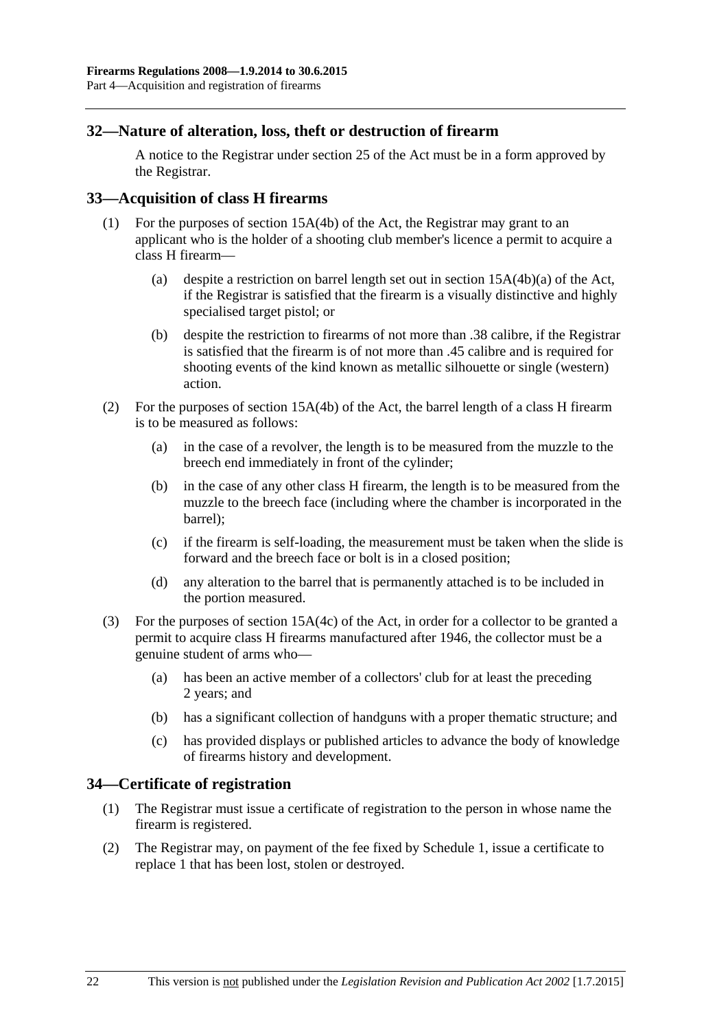## 32—Nature of alteration, loss, theft or destruction of firearm

A notice to the Registrar under section 25 of the Act must be in a form approved by the Registrar.

## 33—Acquisition of class H firearms

(1) For the purposes of section 15A(4b) of the Act, the Registrar may grant to an applicant who is the holder of a shooting club member's licence a permit to acquire a class H firearm—

(a) despite a restriction on barrel length set out in section 15A(4b)(a) of the Act, if the Registrar is satisfied that the firearm is a visually distinctive and highly specialised target pistol; or

(b) despite the restriction to firearms of not more than .38 calibre, if the Registrar is satisfied that the firearm is of not more than .45 calibre and is required for shooting events of the kind known as metallic silhouette or single (western) action.

(2) For the purposes of section 15A(4b) of the Act, the barrel length of a class H firearm is to be measured as follows:

(a) in the case of a revolver, the length is to be measured from the muzzle to the breech end immediately in front of the cylinder;

(b) in the case of any other class H firearm, the length is to be measured from the muzzle to the breech face (including where the chamber is incorporated in the barrel);

(c) if the firearm is self-loading, the measurement must be taken when the slide is forward and the breech face or bolt is in a closed position;

(d) any alteration to the barrel that is permanently attached is to be included in the portion measured.

(3) For the purposes of section 15A(4c) of the Act, in order for a collector to be granted a permit to acquire class H firearms manufactured after 1946, the collector must be a genuine student of arms who—

(a) has been an active member of a collectors' club for at least the preceding 2 years; and

(b) has a significant collection of handguns with a proper thematic structure; and

(c) has provided displays or published articles to advance the body of knowledge of firearms history and development.

## 34—Certificate of registration

(1) The Registrar must issue a certificate of registration to the person in whose name the firearm is registered.

(2) The Registrar may, on payment of the fee fixed by Schedule 1, issue a certificate to replace 1 that has been lost, stolen or destroyed.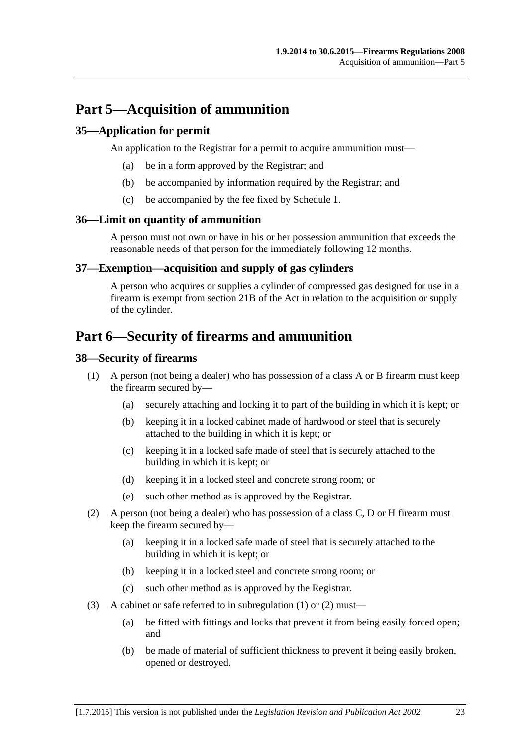# Part 5—Acquisition of ammunition

## 35—Application for permit

An application to the Registrar for a permit to acquire ammunition must—

(a) be in a form approved by the Registrar; and

(b) be accompanied by information required by the Registrar; and

(c) be accompanied by the fee fixed by Schedule 1.

## 36—Limit on quantity of ammunition

A person must not own or have in his or her possession ammunition that exceeds the reasonable needs of that person for the immediately following 12 months.

## 37—Exemption—acquisition and supply of gas cylinders

A person who acquires or supplies a cylinder of compressed gas designed for use in a firearm is exempt from section 21B of the Act in relation to the acquisition or supply of the cylinder.

# Part 6—Security of firearms and ammunition

## 38—Security of firearms

(1) A person (not being a dealer) who has possession of a class A or B firearm must keep the firearm secured by—

(a) securely attaching and locking it to part of the building in which it is kept; or

(b) keeping it in a locked cabinet made of hardwood or steel that is securely attached to the building in which it is kept; or

(c) keeping it in a locked safe made of steel that is securely attached to the building in which it is kept; or

(d) keeping it in a locked steel and concrete strong room; or

(e) such other method as is approved by the Registrar.

(2) A person (not being a dealer) who has possession of a class C, D or H firearm must keep the firearm secured by—

(a) keeping it in a locked safe made of steel that is securely attached to the building in which it is kept; or

(b) keeping it in a locked steel and concrete strong room; or

(c) such other method as is approved by the Registrar.

(3) A cabinet or safe referred to in subregulation (1) or (2) must—

(a) be fitted with fittings and locks that prevent it from being easily forced open; and

(b) be made of material of sufficient thickness to prevent it being easily broken, opened or destroyed.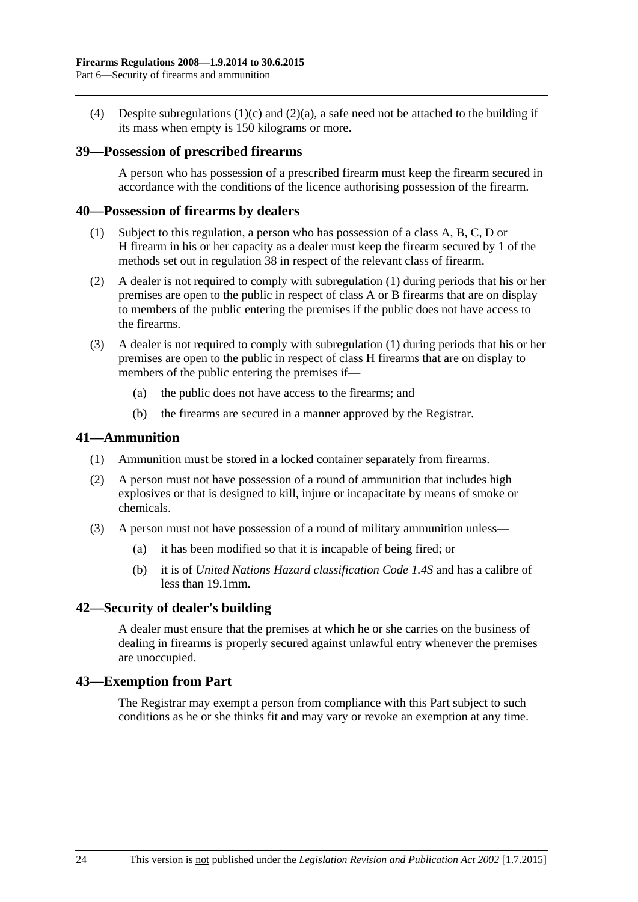(4) Despite subregulations (1)(c) and (2)(a), a safe need not be attached to the building if its mass when empty is 150 kilograms or more.

## 39—Possession of prescribed firearms

A person who has possession of a prescribed firearm must keep the firearm secured in accordance with the conditions of the licence authorising possession of the firearm.

## 40—Possession of firearms by dealers

(1) Subject to this regulation, a person who has possession of a class A, B, C, D or H firearm in his or her capacity as a dealer must keep the firearm secured by 1 of the methods set out in regulation 38 in respect of the relevant class of firearm.

(2) A dealer is not required to comply with subregulation (1) during periods that his or her premises are open to the public in respect of class A or B firearms that are on display to members of the public entering the premises if the public does not have access to the firearms.

(3) A dealer is not required to comply with subregulation (1) during periods that his or her premises are open to the public in respect of class H firearms that are on display to members of the public entering the premises if—

(a) the public does not have access to the firearms; and

(b) the firearms are secured in a manner approved by the Registrar.

## 41—Ammunition

(1) Ammunition must be stored in a locked container separately from firearms.

(2) A person must not have possession of a round of ammunition that includes high explosives or that is designed to kill, injure or incapacitate by means of smoke or chemicals.

(3) A person must not have possession of a round of military ammunition unless—

(a) it has been modified so that it is incapable of being fired; or

(b) it is of *United Nations Hazard classification Code 1.4S* and has a calibre of less than 19.1mm.

## 42—Security of dealer's building

A dealer must ensure that the premises at which he or she carries on the business of dealing in firearms is properly secured against unlawful entry whenever the premises are unoccupied.

## 43—Exemption from Part

The Registrar may exempt a person from compliance with this Part subject to such conditions as he or she thinks fit and may vary or revoke an exemption at any time.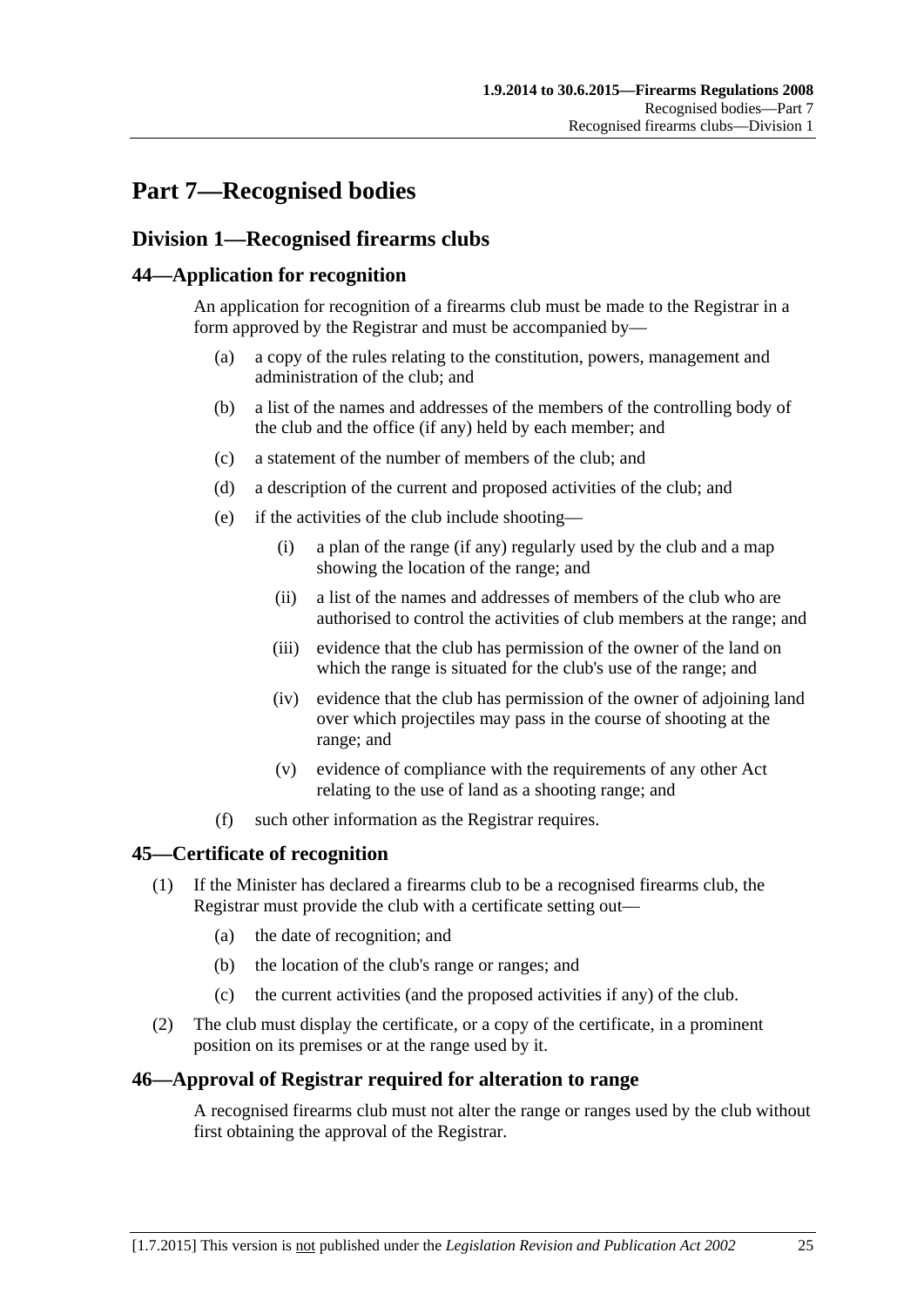# Part 7—Recognised bodies

## Division 1—Recognised firearms clubs

### 44—Application for recognition

An application for recognition of a firearms club must be made to the Registrar in a form approved by the Registrar and must be accompanied by—

- (a) a copy of the rules relating to the constitution, powers, management and administration of the club; and
- (b) a list of the names and addresses of the members of the controlling body of the club and the office (if any) held by each member; and
- (c) a statement of the number of members of the club; and
- (d) a description of the current and proposed activities of the club; and
- (e) if the activities of the club include shooting—
  - (i) a plan of the range (if any) regularly used by the club and a map showing the location of the range; and
  - (ii) a list of the names and addresses of members of the club who are authorised to control the activities of club members at the range; and
  - (iii) evidence that the club has permission of the owner of the land on which the range is situated for the club's use of the range; and
  - (iv) evidence that the club has permission of the owner of adjoining land over which projectiles may pass in the course of shooting at the range; and
  - (v) evidence of compliance with the requirements of any other Act relating to the use of land as a shooting range; and
- (f) such other information as the Registrar requires.

### 45—Certificate of recognition

(1) If the Minister has declared a firearms club to be a recognised firearms club, the Registrar must provide the club with a certificate setting out—

- (a) the date of recognition; and
- (b) the location of the club's range or ranges; and
- (c) the current activities (and the proposed activities if any) of the club.

(2) The club must display the certificate, or a copy of the certificate, in a prominent position on its premises or at the range used by it.

### 46—Approval of Registrar required for alteration to range

A recognised firearms club must not alter the range or ranges used by the club without first obtaining the approval of the Registrar.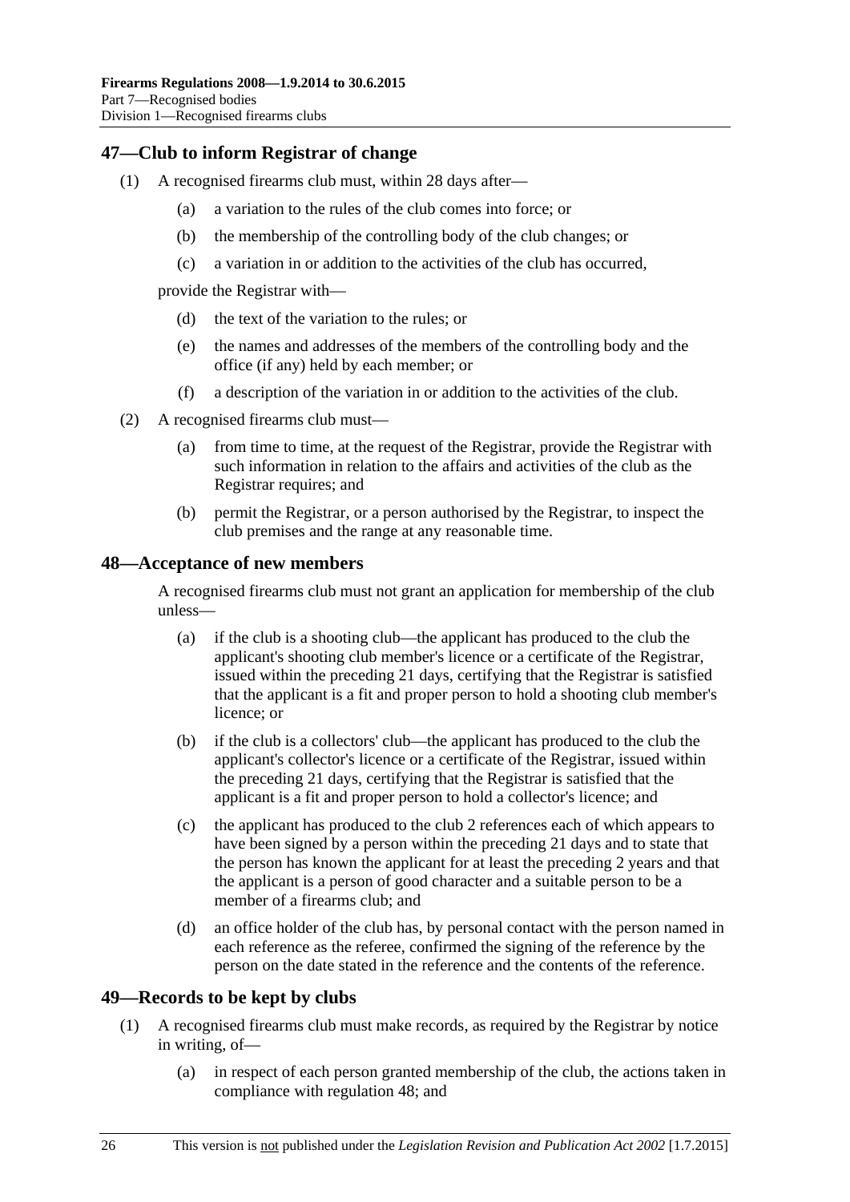## 47—Club to inform Registrar of change

(1) A recognised firearms club must, within 28 days after—

(a) a variation to the rules of the club comes into force; or

(b) the membership of the controlling body of the club changes; or

(c) a variation in or addition to the activities of the club has occurred,

provide the Registrar with—

(d) the text of the variation to the rules; or

(e) the names and addresses of the members of the controlling body and the office (if any) held by each member; or

(f) a description of the variation in or addition to the activities of the club.

(2) A recognised firearms club must—

(a) from time to time, at the request of the Registrar, provide the Registrar with such information in relation to the affairs and activities of the club as the Registrar requires; and

(b) permit the Registrar, or a person authorised by the Registrar, to inspect the club premises and the range at any reasonable time.

## 48—Acceptance of new members

A recognised firearms club must not grant an application for membership of the club unless—

(a) if the club is a shooting club—the applicant has produced to the club the applicant's shooting club member's licence or a certificate of the Registrar, issued within the preceding 21 days, certifying that the Registrar is satisfied that the applicant is a fit and proper person to hold a shooting club member's licence; or

(b) if the club is a collectors' club—the applicant has produced to the club the applicant's collector's licence or a certificate of the Registrar, issued within the preceding 21 days, certifying that the Registrar is satisfied that the applicant is a fit and proper person to hold a collector's licence; and

(c) the applicant has produced to the club 2 references each of which appears to have been signed by a person within the preceding 21 days and to state that the person has known the applicant for at least the preceding 2 years and that the applicant is a person of good character and a suitable person to be a member of a firearms club; and

(d) an office holder of the club has, by personal contact with the person named in each reference as the referee, confirmed the signing of the reference by the person on the date stated in the reference and the contents of the reference.

## 49—Records to be kept by clubs

(1) A recognised firearms club must make records, as required by the Registrar by notice in writing, of—

(a) in respect of each person granted membership of the club, the actions taken in compliance with regulation 48; and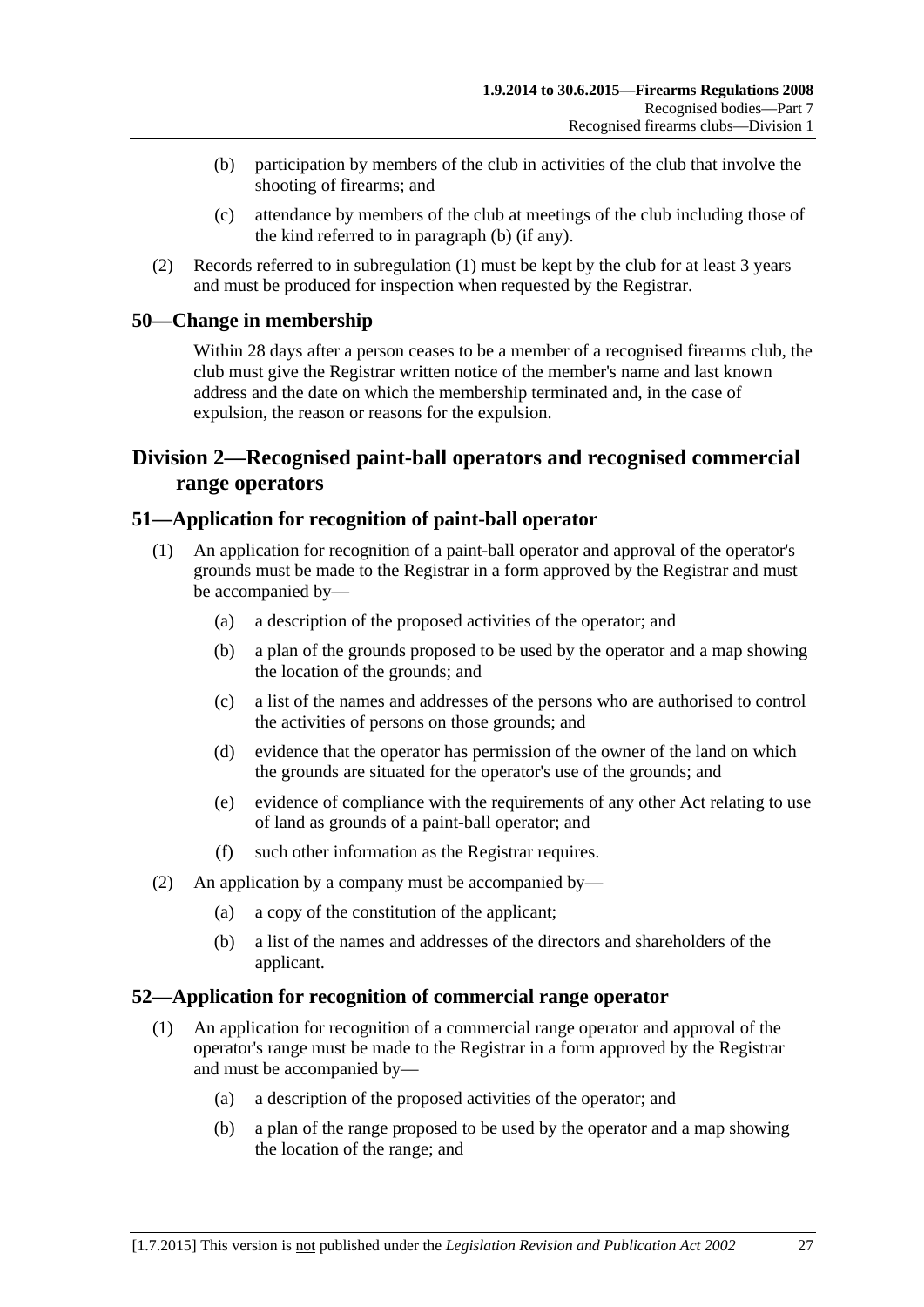(b) participation by members of the club in activities of the club that involve the shooting of firearms; and

(c) attendance by members of the club at meetings of the club including those of the kind referred to in paragraph (b) (if any).

(2) Records referred to in subregulation (1) must be kept by the club for at least 3 years and must be produced for inspection when requested by the Registrar.

## 50—Change in membership

Within 28 days after a person ceases to be a member of a recognised firearms club, the club must give the Registrar written notice of the member's name and last known address and the date on which the membership terminated and, in the case of expulsion, the reason or reasons for the expulsion.

# Division 2—Recognised paint-ball operators and recognised commercial range operators

## 51—Application for recognition of paint-ball operator

(1) An application for recognition of a paint-ball operator and approval of the operator's grounds must be made to the Registrar in a form approved by the Registrar and must be accompanied by—

(a) a description of the proposed activities of the operator; and

(b) a plan of the grounds proposed to be used by the operator and a map showing the location of the grounds; and

(c) a list of the names and addresses of the persons who are authorised to control the activities of persons on those grounds; and

(d) evidence that the operator has permission of the owner of the land on which the grounds are situated for the operator's use of the grounds; and

(e) evidence of compliance with the requirements of any other Act relating to use of land as grounds of a paint-ball operator; and

(f) such other information as the Registrar requires.

(2) An application by a company must be accompanied by—

(a) a copy of the constitution of the applicant;

(b) a list of the names and addresses of the directors and shareholders of the applicant.

## 52—Application for recognition of commercial range operator

(1) An application for recognition of a commercial range operator and approval of the operator's range must be made to the Registrar in a form approved by the Registrar and must be accompanied by—

(a) a description of the proposed activities of the operator; and

(b) a plan of the range proposed to be used by the operator and a map showing the location of the range; and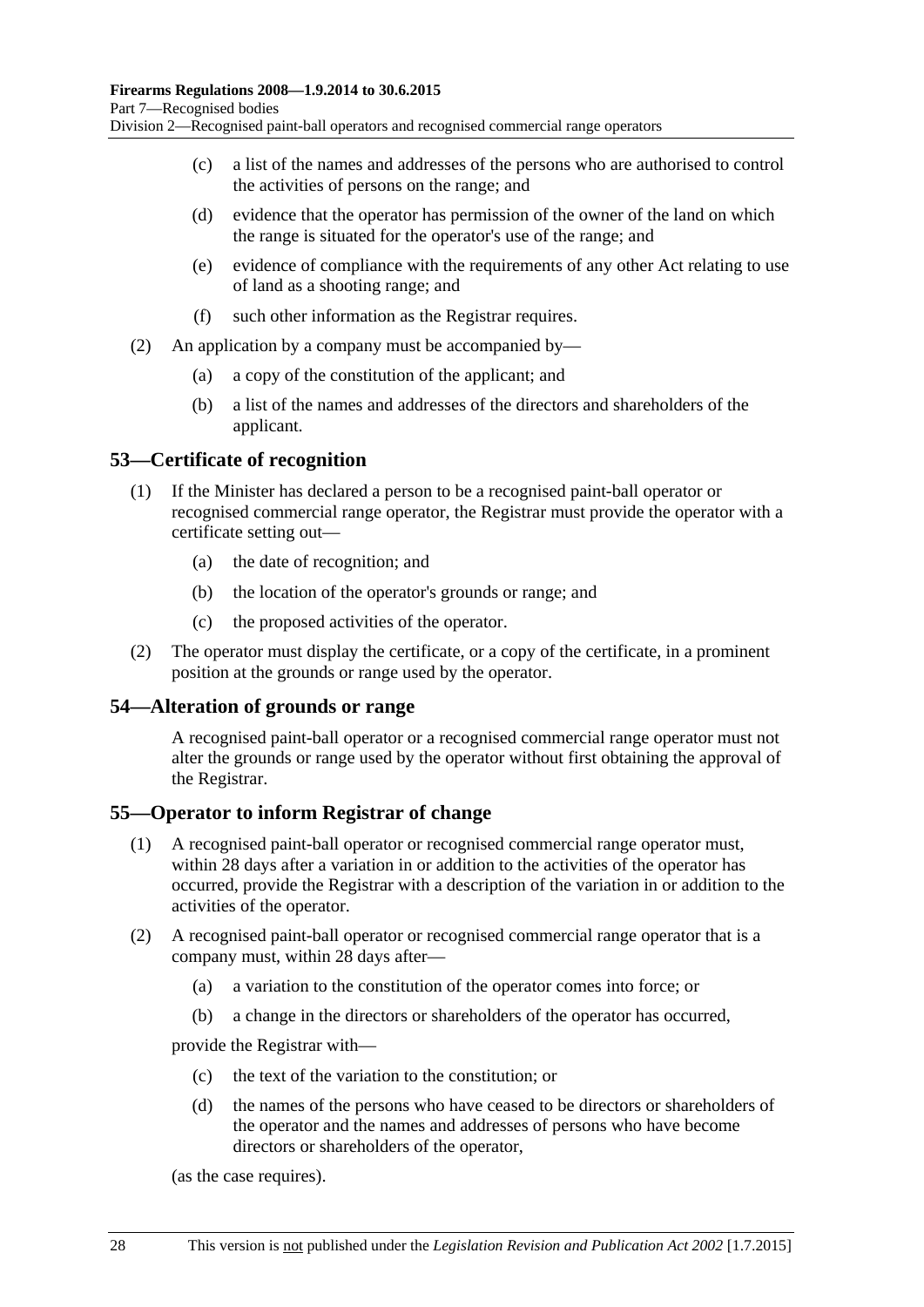(c) a list of the names and addresses of the persons who are authorised to control the activities of persons on the range; and

(d) evidence that the operator has permission of the owner of the land on which the range is situated for the operator's use of the range; and

(e) evidence of compliance with the requirements of any other Act relating to use of land as a shooting range; and

(f) such other information as the Registrar requires.

(2) An application by a company must be accompanied by—

(a) a copy of the constitution of the applicant; and

(b) a list of the names and addresses of the directors and shareholders of the applicant.

## 53—Certificate of recognition

(1) If the Minister has declared a person to be a recognised paint-ball operator or recognised commercial range operator, the Registrar must provide the operator with a certificate setting out—

(a) the date of recognition; and

(b) the location of the operator's grounds or range; and

(c) the proposed activities of the operator.

(2) The operator must display the certificate, or a copy of the certificate, in a prominent position at the grounds or range used by the operator.

## 54—Alteration of grounds or range

A recognised paint-ball operator or a recognised commercial range operator must not alter the grounds or range used by the operator without first obtaining the approval of the Registrar.

## 55—Operator to inform Registrar of change

(1) A recognised paint-ball operator or recognised commercial range operator must, within 28 days after a variation in or addition to the activities of the operator has occurred, provide the Registrar with a description of the variation in or addition to the activities of the operator.

(2) A recognised paint-ball operator or recognised commercial range operator that is a company must, within 28 days after—

(a) a variation to the constitution of the operator comes into force; or

(b) a change in the directors or shareholders of the operator has occurred,

provide the Registrar with—

(c) the text of the variation to the constitution; or

(d) the names of the persons who have ceased to be directors or shareholders of the operator and the names and addresses of persons who have become directors or shareholders of the operator,

(as the case requires).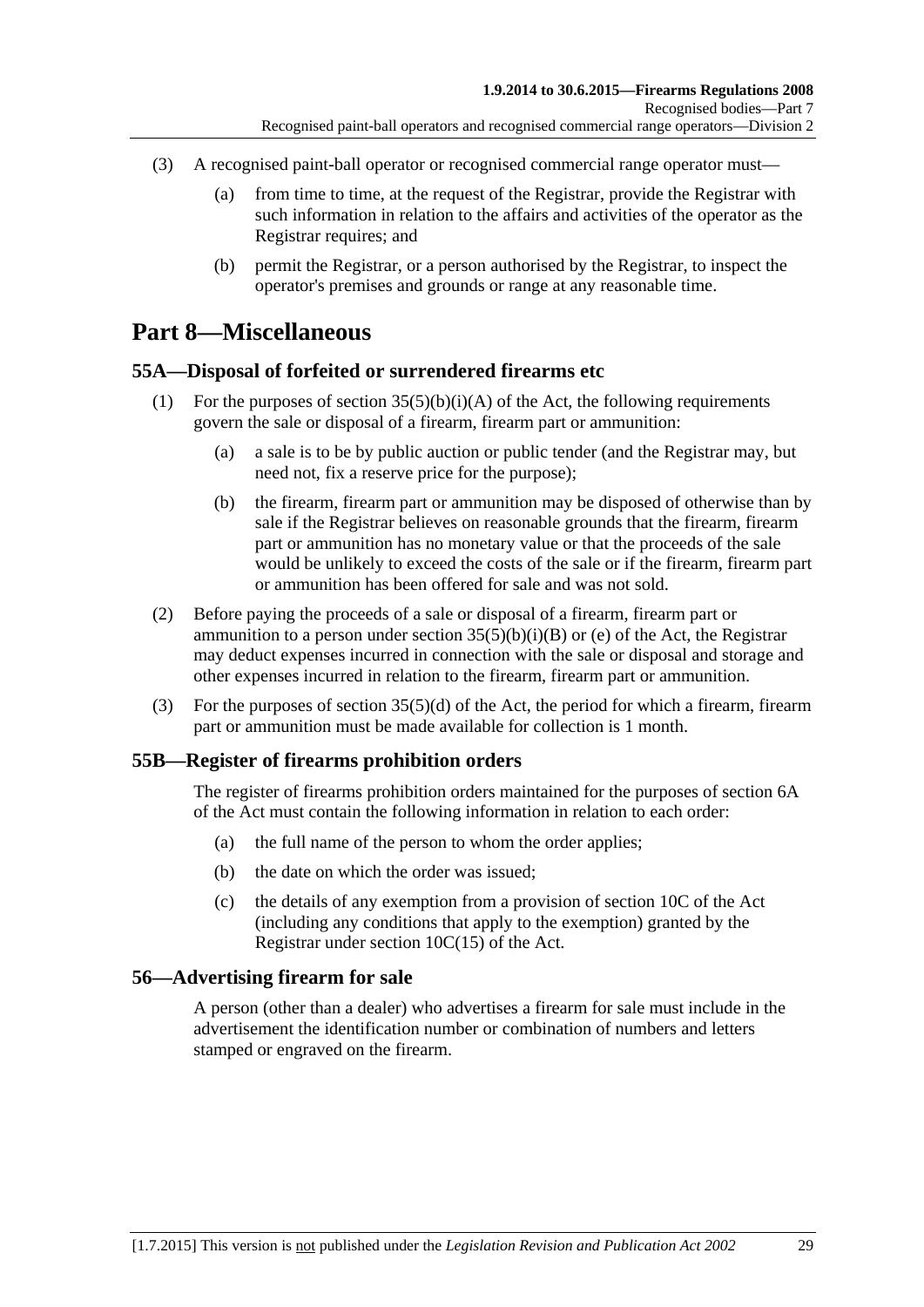(3) A recognised paint-ball operator or recognised commercial range operator must—

(a) from time to time, at the request of the Registrar, provide the Registrar with such information in relation to the affairs and activities of the operator as the Registrar requires; and

(b) permit the Registrar, or a person authorised by the Registrar, to inspect the operator's premises and grounds or range at any reasonable time.

# Part 8—Miscellaneous

## 55A—Disposal of forfeited or surrendered firearms etc

(1) For the purposes of section 35(5)(b)(i)(A) of the Act, the following requirements govern the sale or disposal of a firearm, firearm part or ammunition:

(a) a sale is to be by public auction or public tender (and the Registrar may, but need not, fix a reserve price for the purpose);

(b) the firearm, firearm part or ammunition may be disposed of otherwise than by sale if the Registrar believes on reasonable grounds that the firearm, firearm part or ammunition has no monetary value or that the proceeds of the sale would be unlikely to exceed the costs of the sale or if the firearm, firearm part or ammunition has been offered for sale and was not sold.

(2) Before paying the proceeds of a sale or disposal of a firearm, firearm part or ammunition to a person under section 35(5)(b)(i)(B) or (e) of the Act, the Registrar may deduct expenses incurred in connection with the sale or disposal and storage and other expenses incurred in relation to the firearm, firearm part or ammunition.

(3) For the purposes of section 35(5)(d) of the Act, the period for which a firearm, firearm part or ammunition must be made available for collection is 1 month.

## 55B—Register of firearms prohibition orders

The register of firearms prohibition orders maintained for the purposes of section 6A of the Act must contain the following information in relation to each order:

(a) the full name of the person to whom the order applies;

(b) the date on which the order was issued;

(c) the details of any exemption from a provision of section 10C of the Act (including any conditions that apply to the exemption) granted by the Registrar under section 10C(15) of the Act.

## 56—Advertising firearm for sale

A person (other than a dealer) who advertises a firearm for sale must include in the advertisement the identification number or combination of numbers and letters stamped or engraved on the firearm.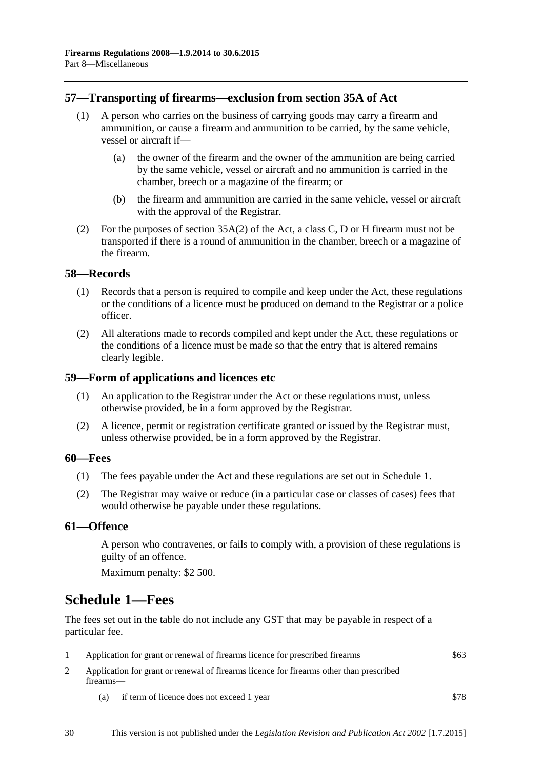## 57—Transporting of firearms—exclusion from section 35A of Act

(1) A person who carries on the business of carrying goods may carry a firearm and ammunition, or cause a firearm and ammunition to be carried, by the same vehicle, vessel or aircraft if—

   (a) the owner of the firearm and the owner of the ammunition are being carried by the same vehicle, vessel or aircraft and no ammunition is carried in the chamber, breech or a magazine of the firearm; or

   (b) the firearm and ammunition are carried in the same vehicle, vessel or aircraft with the approval of the Registrar.

(2) For the purposes of section 35A(2) of the Act, a class C, D or H firearm must not be transported if there is a round of ammunition in the chamber, breech or a magazine of the firearm.

## 58—Records

(1) Records that a person is required to compile and keep under the Act, these regulations or the conditions of a licence must be produced on demand to the Registrar or a police officer.

(2) All alterations made to records compiled and kept under the Act, these regulations or the conditions of a licence must be made so that the entry that is altered remains clearly legible.

## 59—Form of applications and licences etc

(1) An application to the Registrar under the Act or these regulations must, unless otherwise provided, be in a form approved by the Registrar.

(2) A licence, permit or registration certificate granted or issued by the Registrar must, unless otherwise provided, be in a form approved by the Registrar.

## 60—Fees

(1) The fees payable under the Act and these regulations are set out in Schedule 1.

(2) The Registrar may waive or reduce (in a particular case or classes of cases) fees that would otherwise be payable under these regulations.

## 61—Offence

A person who contravenes, or fails to comply with, a provision of these regulations is guilty of an offence.

Maximum penalty: $2 500.

# Schedule 1—Fees

The fees set out in the table do not include any GST that may be payable in respect of a particular fee.

| | | |
|---|---|---|
| 1 | Application for grant or renewal of firearms licence for prescribed firearms | $63 |
| 2 | Application for grant or renewal of firearms licence for firearms other than prescribed firearms— | |
| | (a) if term of licence does not exceed 1 year | $78 |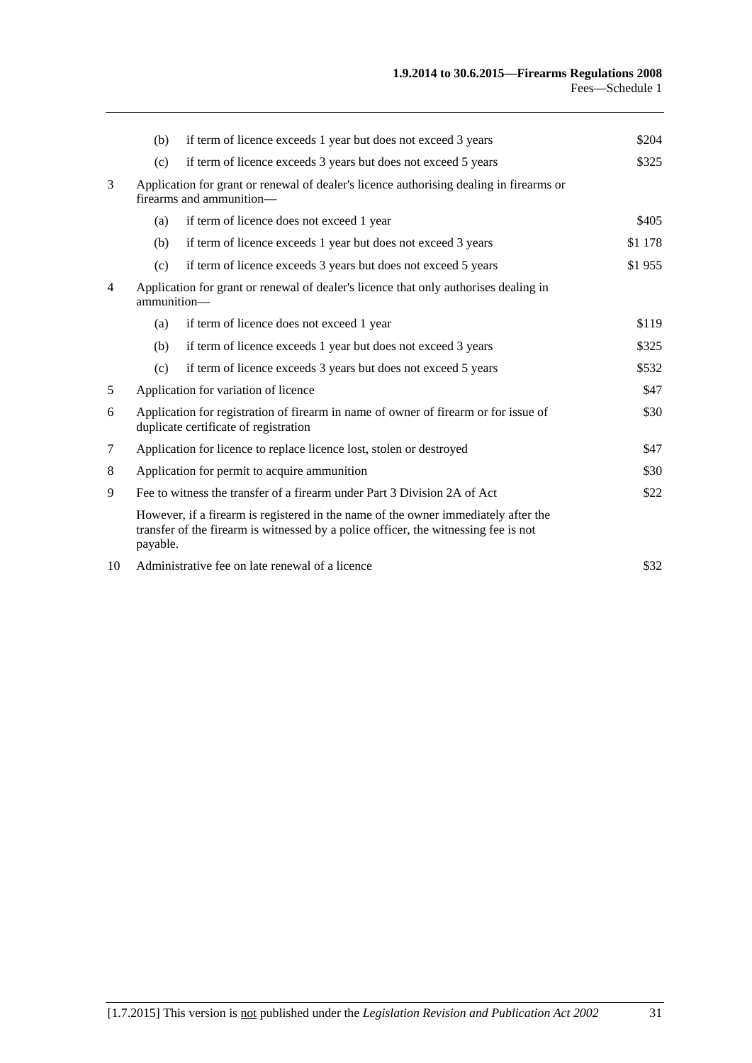| | | | |
|---|---|---|---|
| | (b) | if term of licence exceeds 1 year but does not exceed 3 years | $204 |
| | (c) | if term of licence exceeds 3 years but does not exceed 5 years | $325 |
| 3 | Application for grant or renewal of dealer's licence authorising dealing in firearms or firearms and ammunition— | | |
| | (a) | if term of licence does not exceed 1 year | $405 |
| | (b) | if term of licence exceeds 1 year but does not exceed 3 years | $1 178 |
| | (c) | if term of licence exceeds 3 years but does not exceed 5 years | $1 955 |
| 4 | Application for grant or renewal of dealer's licence that only authorises dealing in ammunition— | | |
| | (a) | if term of licence does not exceed 1 year | $119 |
| | (b) | if term of licence exceeds 1 year but does not exceed 3 years | $325 |
| | (c) | if term of licence exceeds 3 years but does not exceed 5 years | $532 |
| 5 | Application for variation of licence | | $47 |
| 6 | Application for registration of firearm in name of owner of firearm or for issue of duplicate certificate of registration | | $30 |
| 7 | Application for licence to replace licence lost, stolen or destroyed | | $47 |
| 8 | Application for permit to acquire ammunition | | $30 |
| 9 | Fee to witness the transfer of a firearm under Part 3 Division 2A of Act | | $22 |
| | However, if a firearm is registered in the name of the owner immediately after the transfer of the firearm is witnessed by a police officer, the witnessing fee is not payable. | | |
| 10 | Administrative fee on late renewal of a licence | | $32 |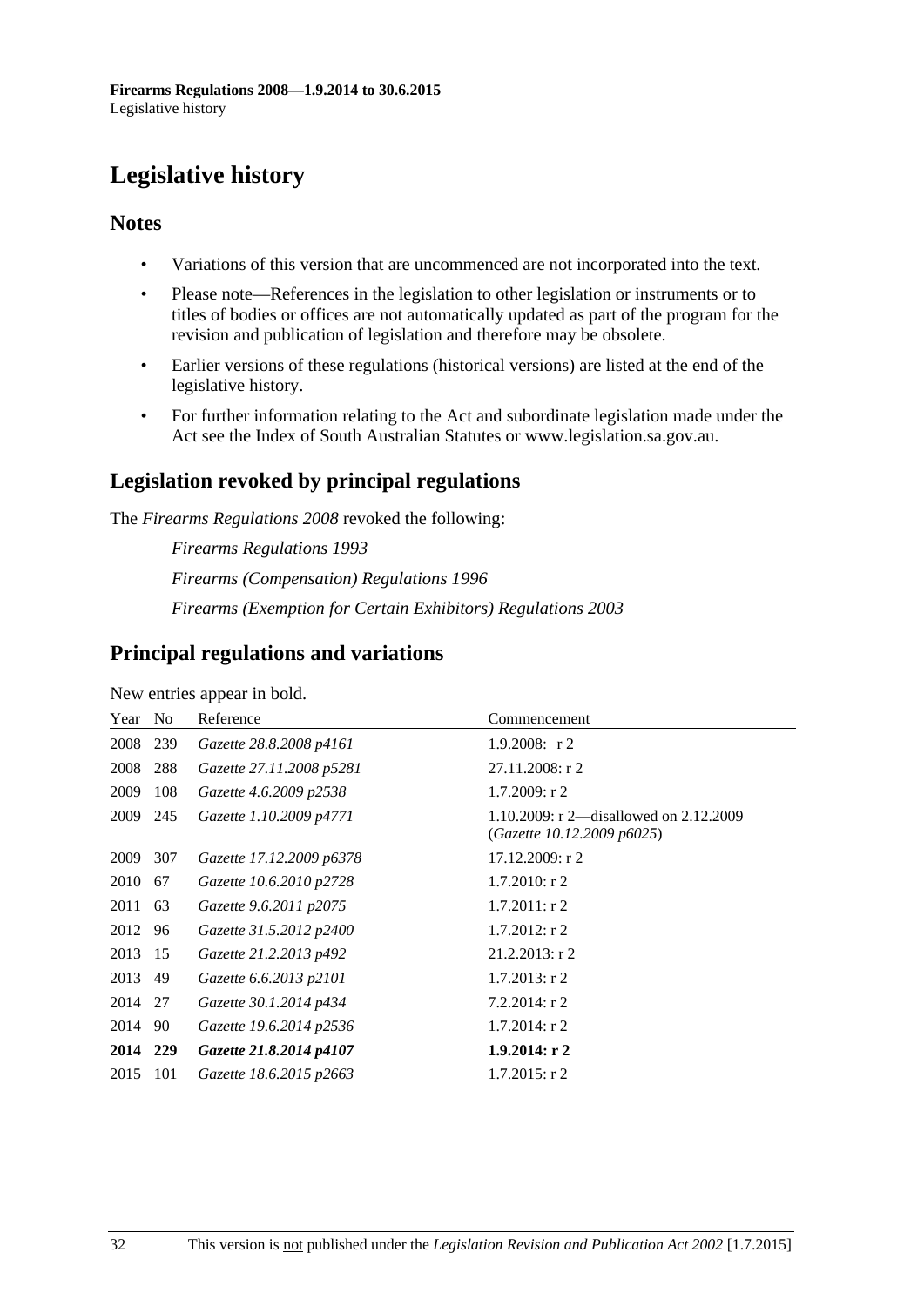# Legislative history

## Notes

- Variations of this version that are uncommenced are not incorporated into the text.
- Please note—References in the legislation to other legislation or instruments or to titles of bodies or offices are not automatically updated as part of the program for the revision and publication of legislation and therefore may be obsolete.
- Earlier versions of these regulations (historical versions) are listed at the end of the legislative history.
- For further information relating to the Act and subordinate legislation made under the Act see the Index of South Australian Statutes or www.legislation.sa.gov.au.

## Legislation revoked by principal regulations

The *Firearms Regulations 2008* revoked the following:

*Firearms Regulations 1993*

*Firearms (Compensation) Regulations 1996*

*Firearms (Exemption for Certain Exhibitors) Regulations 2003*

## Principal regulations and variations

New entries appear in bold.

| Year | No | Reference | Commencement |
|---|---|---|---|
| 2008 | 239 | *Gazette 28.8.2008 p4161* | 1.9.2008: r 2 |
| 2008 | 288 | *Gazette 27.11.2008 p5281* | 27.11.2008: r 2 |
| 2009 | 108 | *Gazette 4.6.2009 p2538* | 1.7.2009: r 2 |
| 2009 | 245 | *Gazette 1.10.2009 p4771* | 1.10.2009: r 2—disallowed on 2.12.2009 (*Gazette 10.12.2009 p6025*) |
| 2009 | 307 | *Gazette 17.12.2009 p6378* | 17.12.2009: r 2 |
| 2010 | 67 | *Gazette 10.6.2010 p2728* | 1.7.2010: r 2 |
| 2011 | 63 | *Gazette 9.6.2011 p2075* | 1.7.2011: r 2 |
| 2012 | 96 | *Gazette 31.5.2012 p2400* | 1.7.2012: r 2 |
| 2013 | 15 | *Gazette 21.2.2013 p492* | 21.2.2013: r 2 |
| 2013 | 49 | *Gazette 6.6.2013 p2101* | 1.7.2013: r 2 |
| 2014 | 27 | *Gazette 30.1.2014 p434* | 7.2.2014: r 2 |
| 2014 | 90 | *Gazette 19.6.2014 p2536* | 1.7.2014: r 2 |
| **2014** | **229** | ***Gazette 21.8.2014 p4107*** | **1.9.2014: r 2** |
| 2015 | 101 | *Gazette 18.6.2015 p2663* | 1.7.2015: r 2 |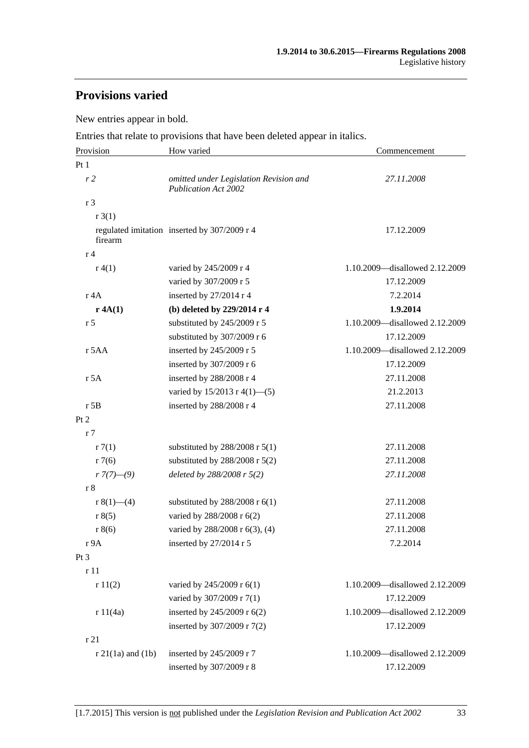## Provisions varied

New entries appear in bold.

Entries that relate to provisions that have been deleted appear in italics.

| Provision | How varied | Commencement |
|---|---|---|
| Pt 1 | | |
| *r 2* | *omitted under Legislation Revision and Publication Act 2002* | *27.11.2008* |
| r 3 | | |
| r 3(1) | | |
| regulated imitation firearm | inserted by 307/2009 r 4 | 17.12.2009 |
| r 4 | | |
| r 4(1) | varied by 245/2009 r 4 | 1.10.2009—disallowed 2.12.2009 |
| | varied by 307/2009 r 5 | 17.12.2009 |
| r 4A | inserted by 27/2014 r 4 | 7.2.2014 |
| **r 4A(1)** | **(b) deleted by 229/2014 r 4** | **1.9.2014** |
| r 5 | substituted by 245/2009 r 5 | 1.10.2009—disallowed 2.12.2009 |
| | substituted by 307/2009 r 6 | 17.12.2009 |
| r 5AA | inserted by 245/2009 r 5 | 1.10.2009—disallowed 2.12.2009 |
| | inserted by 307/2009 r 6 | 17.12.2009 |
| r 5A | inserted by 288/2008 r 4 | 27.11.2008 |
| | varied by 15/2013 r 4(1)—(5) | 21.2.2013 |
| r 5B | inserted by 288/2008 r 4 | 27.11.2008 |
| Pt 2 | | |
| r 7 | | |
| r 7(1) | substituted by 288/2008 r 5(1) | 27.11.2008 |
| r 7(6) | substituted by 288/2008 r 5(2) | 27.11.2008 |
| *r 7(7)—(9)* | *deleted by 288/2008 r 5(2)* | *27.11.2008* |
| r 8 | | |
| r 8(1)—(4) | substituted by 288/2008 r 6(1) | 27.11.2008 |
| r 8(5) | varied by 288/2008 r 6(2) | 27.11.2008 |
| r 8(6) | varied by 288/2008 r 6(3), (4) | 27.11.2008 |
| r 9A | inserted by 27/2014 r 5 | 7.2.2014 |
| Pt 3 | | |
| r 11 | | |
| r 11(2) | varied by 245/2009 r 6(1) | 1.10.2009—disallowed 2.12.2009 |
| | varied by 307/2009 r 7(1) | 17.12.2009 |
| r 11(4a) | inserted by 245/2009 r 6(2) | 1.10.2009—disallowed 2.12.2009 |
| | inserted by 307/2009 r 7(2) | 17.12.2009 |
| r 21 | | |
| r 21(1a) and (1b) | inserted by 245/2009 r 7 | 1.10.2009—disallowed 2.12.2009 |
| | inserted by 307/2009 r 8 | 17.12.2009 |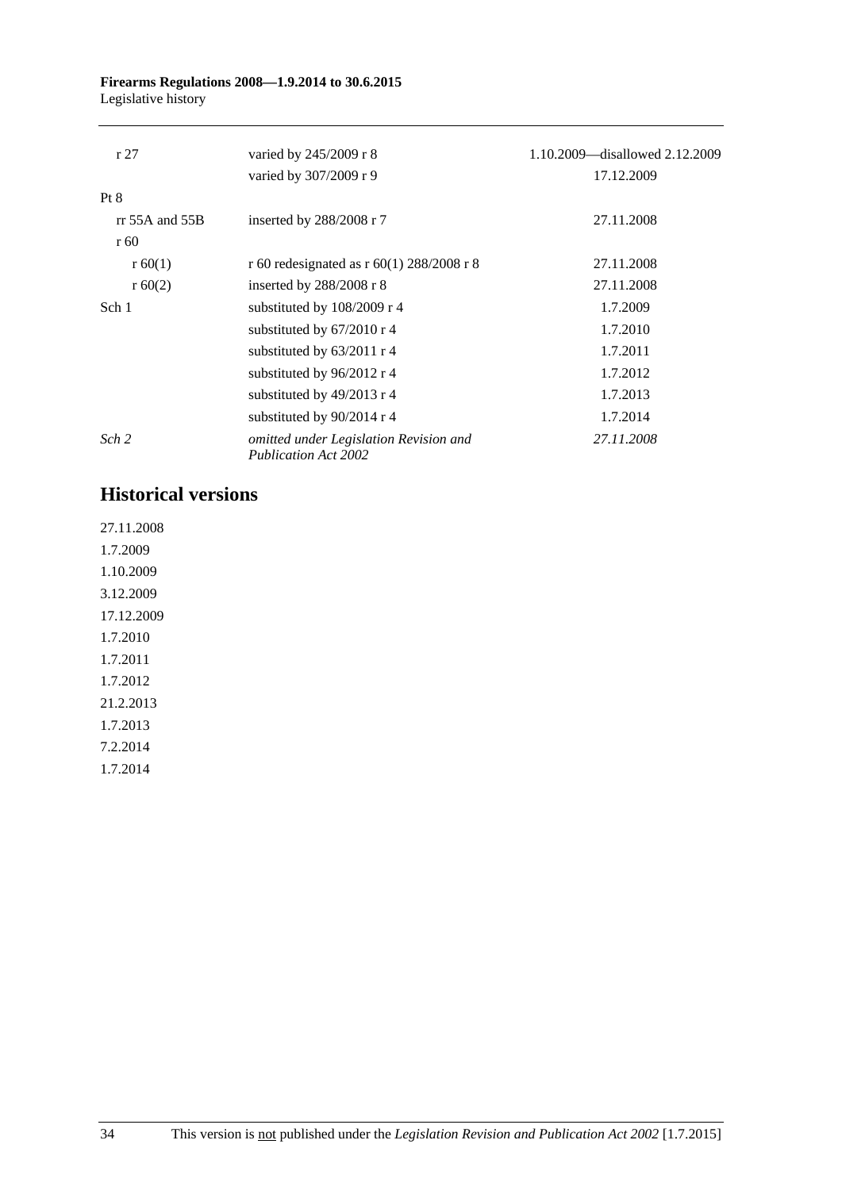| | | |
|---|---|---|
| r 27 | varied by 245/2009 r 8 | 1.10.2009—disallowed 2.12.2009 |
| | varied by 307/2009 r 9 | 17.12.2009 |
| Pt 8 | | |
| rr 55A and 55B | inserted by 288/2008 r 7 | 27.11.2008 |
| r 60 | | |
| r 60(1) | r 60 redesignated as r 60(1) 288/2008 r 8 | 27.11.2008 |
| r 60(2) | inserted by 288/2008 r 8 | 27.11.2008 |
| Sch 1 | substituted by 108/2009 r 4 | 1.7.2009 |
| | substituted by 67/2010 r 4 | 1.7.2010 |
| | substituted by 63/2011 r 4 | 1.7.2011 |
| | substituted by 96/2012 r 4 | 1.7.2012 |
| | substituted by 49/2013 r 4 | 1.7.2013 |
| | substituted by 90/2014 r 4 | 1.7.2014 |
| *Sch 2* | *omitted under Legislation Revision and Publication Act 2002* | *27.11.2008* |

## Historical versions

27.11.2008

1.7.2009

1.10.2009

3.12.2009

17.12.2009

1.7.2010

1.7.2011

1.7.2012

21.2.2013

1.7.2013

7.2.2014

1.7.2014